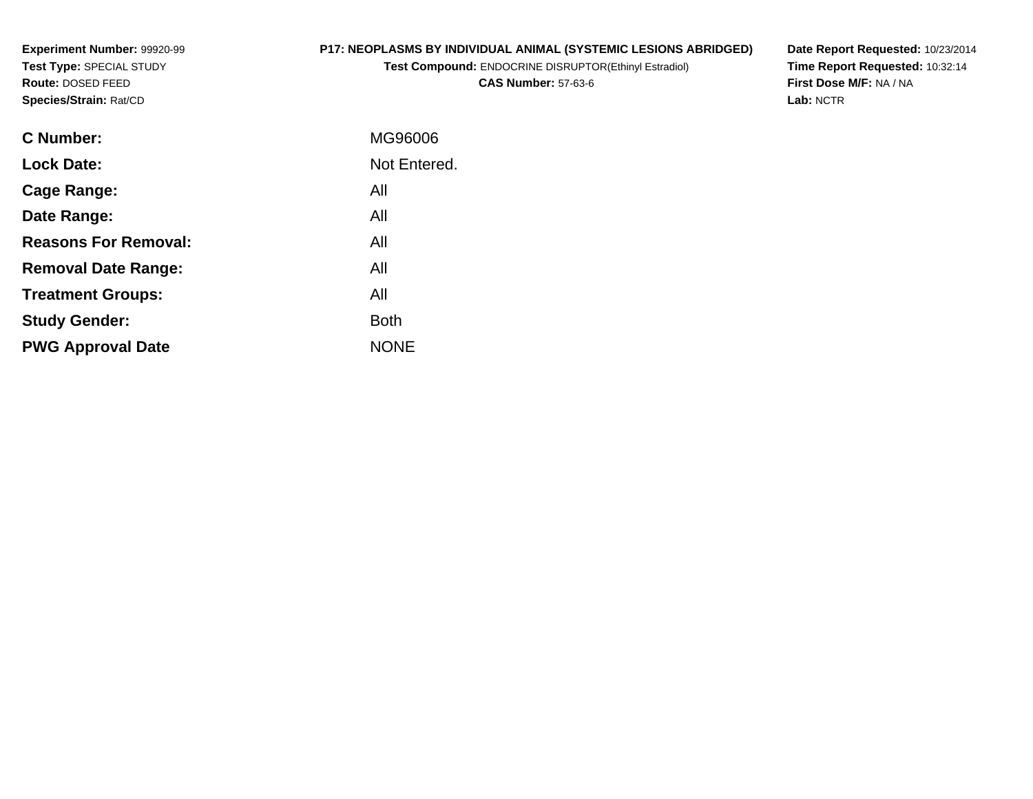**Experiment Number:** 99920-99
**Test Type:** SPECIAL STUDY
**Route:** DOSED FEED
**Species/Strain:** Rat/CD

**P17: NEOPLASMS BY INDIVIDUAL ANIMAL (SYSTEMIC LESIONS ABRIDGED)**
**Test Compound:** ENDOCRINE DISRUPTOR(Ethinyl Estradiol)
**CAS Number:** 57-63-6

**Date Report Requested:** 10/23/2014
**Time Report Requested:** 10:32:14
**First Dose M/F:** NA / NA
**Lab:** NCTR

| | |
|---|---|
| **C Number:** | MG96006 |
| **Lock Date:** | Not Entered. |
| **Cage Range:** | All |
| **Date Range:** | All |
| **Reasons For Removal:** | All |
| **Removal Date Range:** | All |
| **Treatment Groups:** | All |
| **Study Gender:** | Both |
| **PWG Approval Date** | NONE |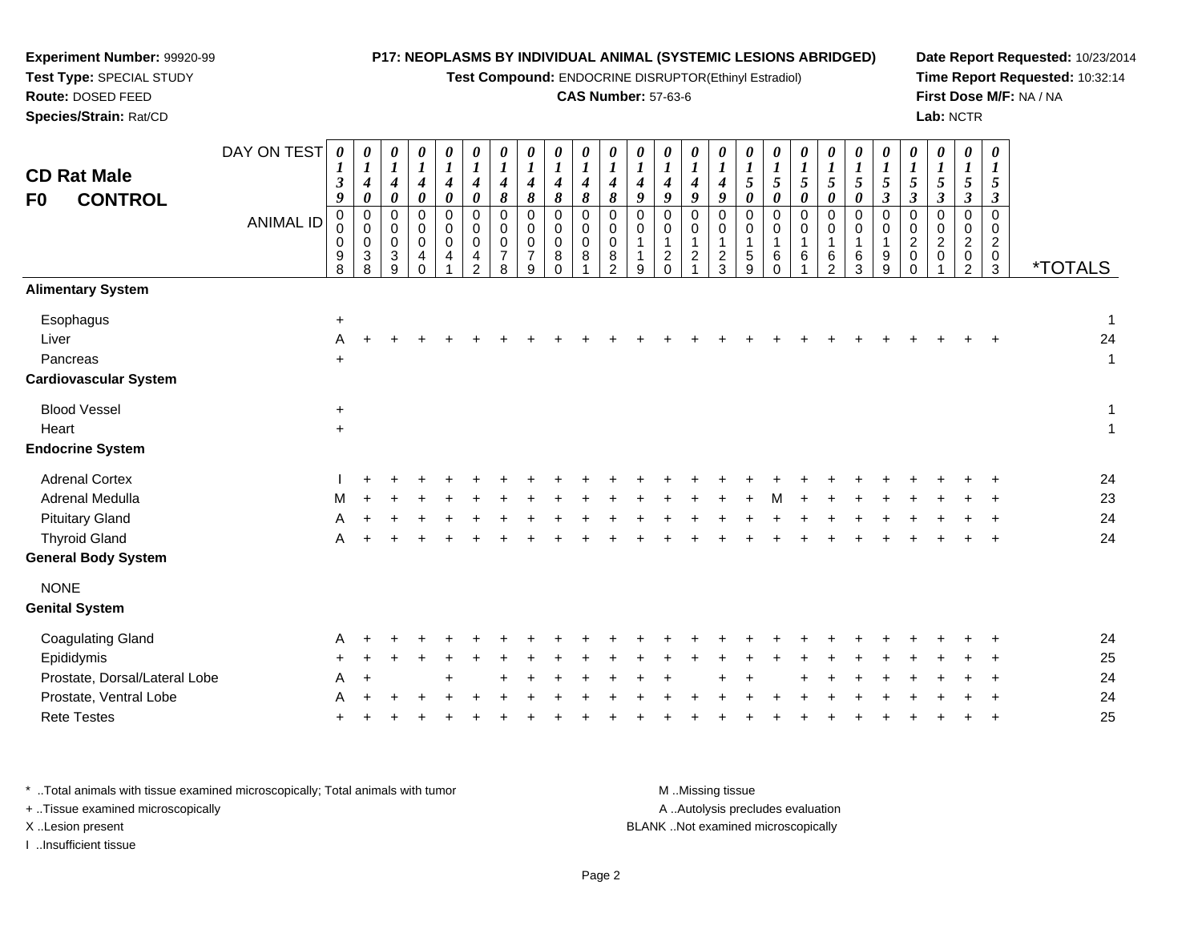**Experiment Number:** 99920-99
**Test Type:** SPECIAL STUDY
**Route:** DOSED FEED
**Species/Strain:** Rat/CD

**P17: NEOPLASMS BY INDIVIDUAL ANIMAL (SYSTEMIC LESIONS ABRIDGED)**
**Test Compound:** ENDOCRINE DISRUPTOR(Ethinyl Estradiol)
**CAS Number:** 57-63-6

**Date Report Requested:** 10/23/2014
**Time Report Requested:** 10:32:14
**First Dose M/F:** NA / NA
**Lab:** NCTR

## CD Rat Male
## F0 CONTROL

| DAY ON TEST | 0139 | 0140 | 0140 | 0140 | 0140 | 0140 | 0148 | 0148 | 0148 | 0148 | 0148 | 0149 | 0149 | 0149 | 0149 | 0150 | 0150 | 0150 | 0150 | 0150 | 0153 | 0153 | 0153 | 0153 | 0153 | |
|---|---|---|---|---|---|---|---|---|---|---|---|---|---|---|---|---|---|---|---|---|---|---|---|---|---|---|
| **ANIMAL ID** | 0098 | 0038 | 0039 | 0040 | 0041 | 0042 | 0078 | 0079 | 0080 | 0081 | 0082 | 0119 | 0120 | 0121 | 0123 | 0159 | 0160 | 0161 | 0162 | 0163 | 0199 | 0200 | 0201 | 0202 | 0203 | ***TOTALS** |
| **Alimentary System** | | | | | | | | | | | | | | | | | | | | | | | | | | |
| Esophagus | + | | | | | | | | | | | | | | | | | | | | | | | | | 1 |
| Liver | A | + | + | + | + | + | + | + | + | + | + | + | + | + | + | + | + | + | + | + | + | + | + | + | + | 24 |
| Pancreas | + | | | | | | | | | | | | | | | | | | | | | | | | | 1 |
| **Cardiovascular System** | | | | | | | | | | | | | | | | | | | | | | | | | | |
| Blood Vessel | + | | | | | | | | | | | | | | | | | | | | | | | | | 1 |
| Heart | + | | | | | | | | | | | | | | | | | | | | | | | | | 1 |
| **Endocrine System** | | | | | | | | | | | | | | | | | | | | | | | | | | |
| Adrenal Cortex | I | + | + | + | + | + | + | + | + | + | + | + | + | + | + | + | + | + | + | + | + | + | + | + | + | 24 |
| Adrenal Medulla | M | + | + | + | + | + | + | + | + | + | + | + | + | + | + | + | M | + | + | + | + | + | + | + | + | 23 |
| Pituitary Gland | A | + | + | + | + | + | + | + | + | + | + | + | + | + | + | + | + | + | + | + | + | + | + | + | + | 24 |
| Thyroid Gland | A | + | + | + | + | + | + | + | + | + | + | + | + | + | + | + | + | + | + | + | + | + | + | + | + | 24 |
| **General Body System** | | | | | | | | | | | | | | | | | | | | | | | | | | |
| NONE | | | | | | | | | | | | | | | | | | | | | | | | | | |
| **Genital System** | | | | | | | | | | | | | | | | | | | | | | | | | | |
| Coagulating Gland | A | + | + | + | + | + | + | + | + | + | + | + | + | + | + | + | + | + | + | + | + | + | + | + | + | 24 |
| Epididymis | + | + | + | + | + | + | + | + | + | + | + | + | + | + | + | + | + | + | + | + | + | + | + | + | + | 25 |
| Prostate, Dorsal/Lateral Lobe | A | + | | | + | | + | + | + | + | + | + | + | | + | + | | + | + | + | + | + | + | + | + | 24 |
| Prostate, Ventral Lobe | A | + | + | + | + | + | + | + | + | + | + | + | + | + | + | + | + | + | + | + | + | + | + | + | + | 24 |
| Rete Testes | + | + | + | + | + | + | + | + | + | + | + | + | + | + | + | + | + | + | + | + | + | + | + | + | + | 25 |

\* ..Total animals with tissue examined microscopically; Total animals with tumor
\+ ..Tissue examined microscopically
X ..Lesion present
I ..Insufficient tissue

M ..Missing tissue
A ..Autolysis precludes evaluation
BLANK ..Not examined microscopically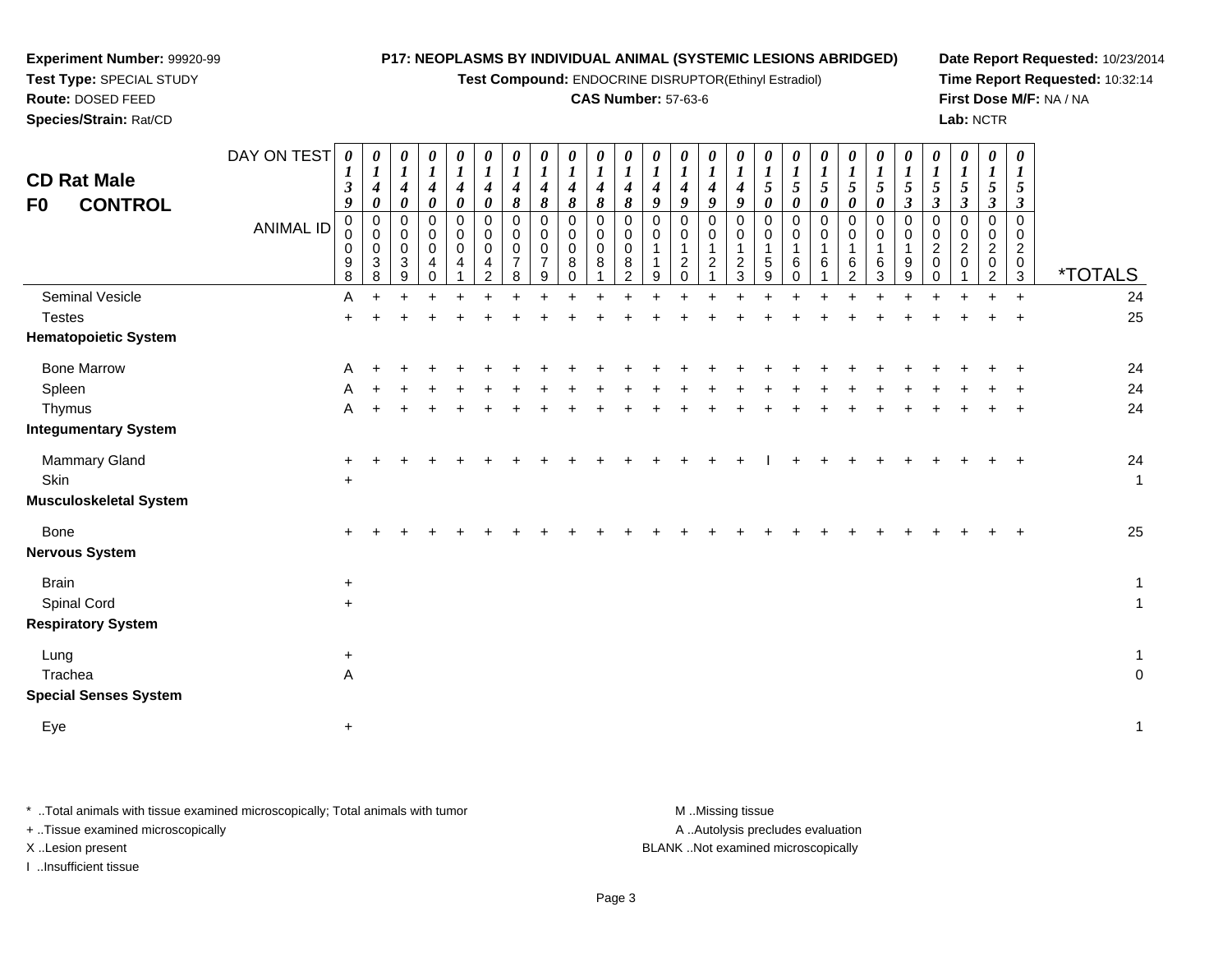**Experiment Number:** 99920-99
**Test Type:** SPECIAL STUDY
**Route:** DOSED FEED
**Species/Strain:** Rat/CD

**P17: NEOPLASMS BY INDIVIDUAL ANIMAL (SYSTEMIC LESIONS ABRIDGED)**
**Test Compound:** ENDOCRINE DISRUPTOR(Ethinyl Estradiol)
**CAS Number:** 57-63-6

**Date Report Requested:** 10/23/2014
**Time Report Requested:** 10:32:14
**First Dose M/F:** NA / NA
**Lab:** NCTR

## CD Rat Male
## F0 CONTROL

| DAY ON TEST | 0139 | 0140 | 0140 | 0140 | 0140 | 0140 | 0148 | 0148 | 0148 | 0148 | 0148 | 0149 | 0149 | 0149 | 0149 | 0150 | 0150 | 0150 | 0150 | 0150 | 0153 | 0153 | 0153 | 0153 | 0153 | |
|---|---|---|---|---|---|---|---|---|---|---|---|---|---|---|---|---|---|---|---|---|---|---|---|---|---|---|
| **ANIMAL ID** | 00098 | 00038 | 00039 | 00040 | 00041 | 00042 | 00078 | 00079 | 00080 | 00081 | 00082 | 00119 | 00120 | 00121 | 00123 | 00159 | 00160 | 00161 | 00162 | 00163 | 00199 | 00200 | 00201 | 00202 | 00203 | ***TOTALS** |
| Seminal Vesicle | A | + | + | + | + | + | + | + | + | + | + | + | + | + | + | + | + | + | + | + | + | + | + | + | + | 24 |
| Testes | + | + | + | + | + | + | + | + | + | + | + | + | + | + | + | + | + | + | + | + | + | + | + | + | + | 25 |
| **Hematopoietic System** | | | | | | | | | | | | | | | | | | | | | | | | | | |
| Bone Marrow | A | + | + | + | + | + | + | + | + | + | + | + | + | + | + | + | + | + | + | + | + | + | + | + | + | 24 |
| Spleen | A | + | + | + | + | + | + | + | + | + | + | + | + | + | + | + | + | + | + | + | + | + | + | + | + | 24 |
| Thymus | A | + | + | + | + | + | + | + | + | + | + | + | + | + | + | + | + | + | + | + | + | + | + | + | + | 24 |
| **Integumentary System** | | | | | | | | | | | | | | | | | | | | | | | | | | |
| Mammary Gland | + | + | + | + | + | + | + | + | + | + | + | + | + | + | + | I | + | + | + | + | + | + | + | + | + | 24 |
| Skin | + | | | | | | | | | | | | | | | | | | | | | | | | | 1 |
| **Musculoskeletal System** | | | | | | | | | | | | | | | | | | | | | | | | | | |
| Bone | + | + | + | + | + | + | + | + | + | + | + | + | + | + | + | + | + | + | + | + | + | + | + | + | + | 25 |
| **Nervous System** | | | | | | | | | | | | | | | | | | | | | | | | | | |
| Brain | + | | | | | | | | | | | | | | | | | | | | | | | | | 1 |
| Spinal Cord | + | | | | | | | | | | | | | | | | | | | | | | | | | 1 |
| **Respiratory System** | | | | | | | | | | | | | | | | | | | | | | | | | | |
| Lung | + | | | | | | | | | | | | | | | | | | | | | | | | | 1 |
| Trachea | A | | | | | | | | | | | | | | | | | | | | | | | | | 0 |
| **Special Senses System** | | | | | | | | | | | | | | | | | | | | | | | | | | |
| Eye | + | | | | | | | | | | | | | | | | | | | | | | | | | 1 |

\* ..Total animals with tissue examined microscopically; Total animals with tumor
+ ..Tissue examined microscopically
X ..Lesion present
I ..Insufficient tissue

M ..Missing tissue
A ..Autolysis precludes evaluation
BLANK ..Not examined microscopically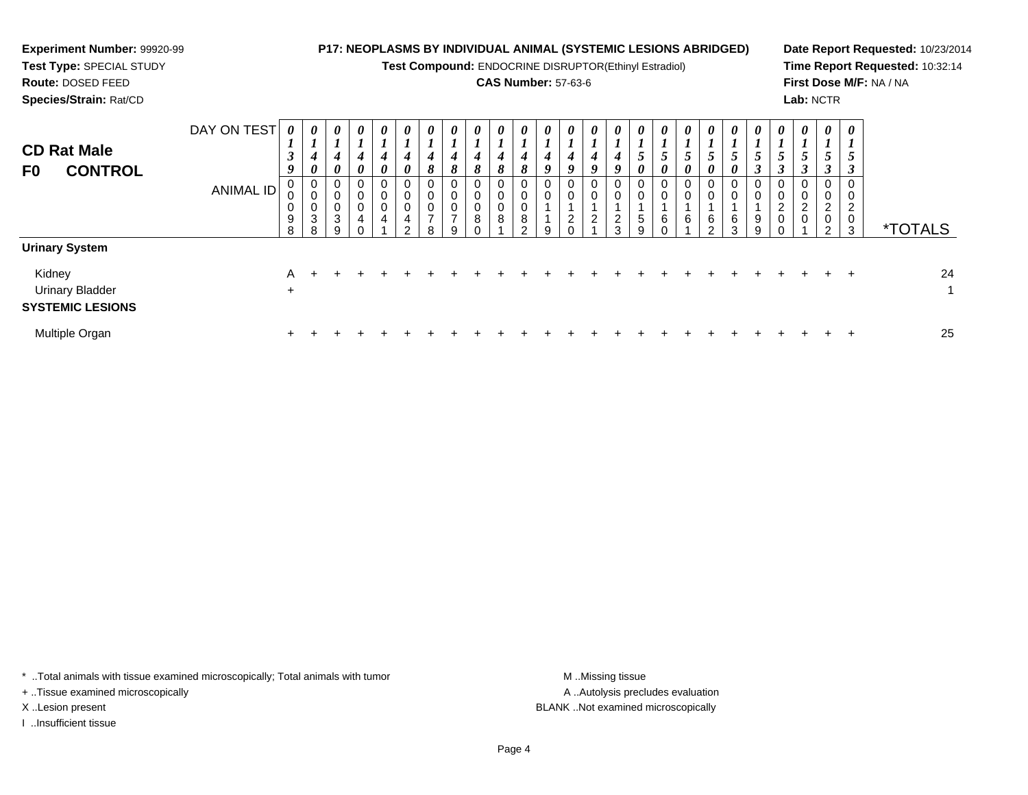**Experiment Number:** 99920-99
**Test Type:** SPECIAL STUDY
**Route:** DOSED FEED
**Species/Strain:** Rat/CD

**P17: NEOPLASMS BY INDIVIDUAL ANIMAL (SYSTEMIC LESIONS ABRIDGED)**
**Test Compound:** ENDOCRINE DISRUPTOR(Ethinyl Estradiol)
**CAS Number:** 57-63-6

**Date Report Requested:** 10/23/2014
**Time Report Requested:** 10:32:14
**First Dose M/F:** NA / NA
**Lab:** NCTR

## CD Rat Male
## F0 CONTROL

| DAY ON TEST | 0139 | 0140 | 0140 | 0140 | 0140 | 0140 | 0148 | 0148 | 0148 | 0148 | 0148 | 0149 | 0149 | 0149 | 0149 | 0150 | 0150 | 0150 | 0150 | 0150 | 0153 | 0153 | 0153 | 0153 | 0153 | |
|---|---|---|---|---|---|---|---|---|---|---|---|---|---|---|---|---|---|---|---|---|---|---|---|---|---|---|
| **ANIMAL ID** | 00098 | 00038 | 00039 | 00040 | 00041 | 00042 | 00078 | 00079 | 00080 | 00081 | 00082 | 00119 | 00120 | 00121 | 00123 | 00159 | 00160 | 00161 | 00162 | 00163 | 00199 | 00200 | 00201 | 00202 | 00203 | ***TOTALS** |
| **Urinary System** | | | | | | | | | | | | | | | | | | | | | | | | | | |
| Kidney | A | + | + | + | + | + | + | + | + | + | + | + | + | + | + | + | + | + | + | + | + | + | + | + | + | 24 |
| Urinary Bladder | + | | | | | | | | | | | | | | | | | | | | | | | | | 1 |
| **SYSTEMIC LESIONS** | | | | | | | | | | | | | | | | | | | | | | | | | | |
| Multiple Organ | + | + | + | + | + | + | + | + | + | + | + | + | + | + | + | + | + | + | + | + | + | + | + | + | + | 25 |

\* ..Total animals with tissue examined microscopically; Total animals with tumor
+ ..Tissue examined microscopically
X ..Lesion present
I ..Insufficient tissue

M ..Missing tissue
A ..Autolysis precludes evaluation
BLANK ..Not examined microscopically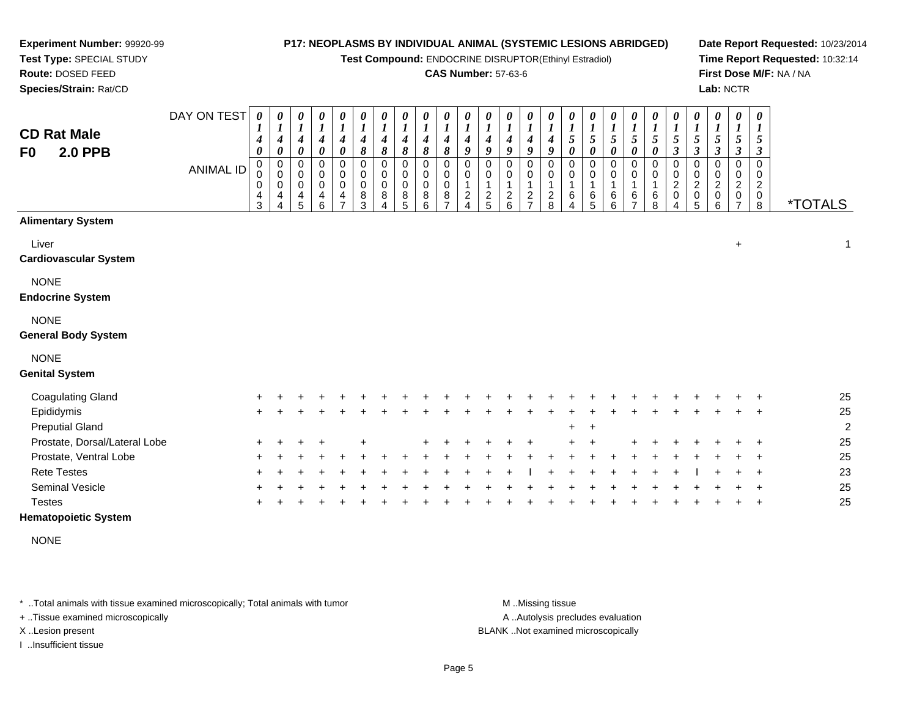**Experiment Number:** 99920-99
**Test Type:** SPECIAL STUDY
**Route:** DOSED FEED
**Species/Strain:** Rat/CD

**P17: NEOPLASMS BY INDIVIDUAL ANIMAL (SYSTEMIC LESIONS ABRIDGED)**
**Test Compound:** ENDOCRINE DISRUPTOR(Ethinyl Estradiol)
**CAS Number:** 57-63-6

**Date Report Requested:** 10/23/2014
**Time Report Requested:** 10:32:14
**First Dose M/F:** NA / NA
**Lab:** NCTR

## CD Rat Male
## F0 2.0 PPB

| DAY ON TEST | 0140 | 0140 | 0140 | 0140 | 0140 | 0148 | 0148 | 0148 | 0148 | 0148 | 0149 | 0149 | 0149 | 0149 | 0149 | 0150 | 0150 | 0150 | 0150 | 0150 | 0153 | 0153 | 0153 | 0153 | 0153 | |
|---|---|---|---|---|---|---|---|---|---|---|---|---|---|---|---|---|---|---|---|---|---|---|---|---|---|---|
| **ANIMAL ID** | 00043 | 00044 | 00045 | 00046 | 00047 | 00083 | 00084 | 00085 | 00086 | 00087 | 00124 | 00125 | 00126 | 00127 | 00128 | 00164 | 00165 | 00166 | 00167 | 00168 | 00204 | 00205 | 00206 | 00207 | 00208 | ***TOTALS** |
| **Alimentary System** | | | | | | | | | | | | | | | | | | | | | | | | | | |
| Liver | | | | | | | | | | | | | | | | | | | | | | | | + | | 1 |
| **Cardiovascular System** | | | | | | | | | | | | | | | | | | | | | | | | | | |
| NONE | | | | | | | | | | | | | | | | | | | | | | | | | | |
| **Endocrine System** | | | | | | | | | | | | | | | | | | | | | | | | | | |
| NONE | | | | | | | | | | | | | | | | | | | | | | | | | | |
| **General Body System** | | | | | | | | | | | | | | | | | | | | | | | | | | |
| NONE | | | | | | | | | | | | | | | | | | | | | | | | | | |
| **Genital System** | | | | | | | | | | | | | | | | | | | | | | | | | | |
| Coagulating Gland | + | + | + | + | + | + | + | + | + | + | + | + | + | + | + | + | + | + | + | + | + | + | + | + | + | 25 |
| Epididymis | + | + | + | + | + | + | + | + | + | + | + | + | + | + | + | + | + | + | + | + | + | + | + | + | + | 25 |
| Preputial Gland | | | | | | | | | | | | | | | | + | + | | | | | | | | | 2 |
| Prostate, Dorsal/Lateral Lobe | + | + | + | + | | + | | | + | + | + | + | + | + | | + | + | | + | + | + | + | + | + | + | 25 |
| Prostate, Ventral Lobe | + | + | + | + | + | + | + | + | + | + | + | + | + | + | + | + | + | + | + | + | + | + | + | + | + | 25 |
| Rete Testes | + | + | + | + | + | + | + | + | + | + | + | + | + | I | + | + | + | + | + | + | + | I | + | + | + | 23 |
| Seminal Vesicle | + | + | + | + | + | + | + | + | + | + | + | + | + | + | + | + | + | + | + | + | + | + | + | + | + | 25 |
| Testes | + | + | + | + | + | + | + | + | + | + | + | + | + | + | + | + | + | + | + | + | + | + | + | + | + | 25 |
| **Hematopoietic System** | | | | | | | | | | | | | | | | | | | | | | | | | | |
| NONE | | | | | | | | | | | | | | | | | | | | | | | | | | |

* ..Total animals with tissue examined microscopically; Total animals with tumor
+ ..Tissue examined microscopically
X ..Lesion present
I ..Insufficient tissue

M ..Missing tissue
A ..Autolysis precludes evaluation
BLANK ..Not examined microscopically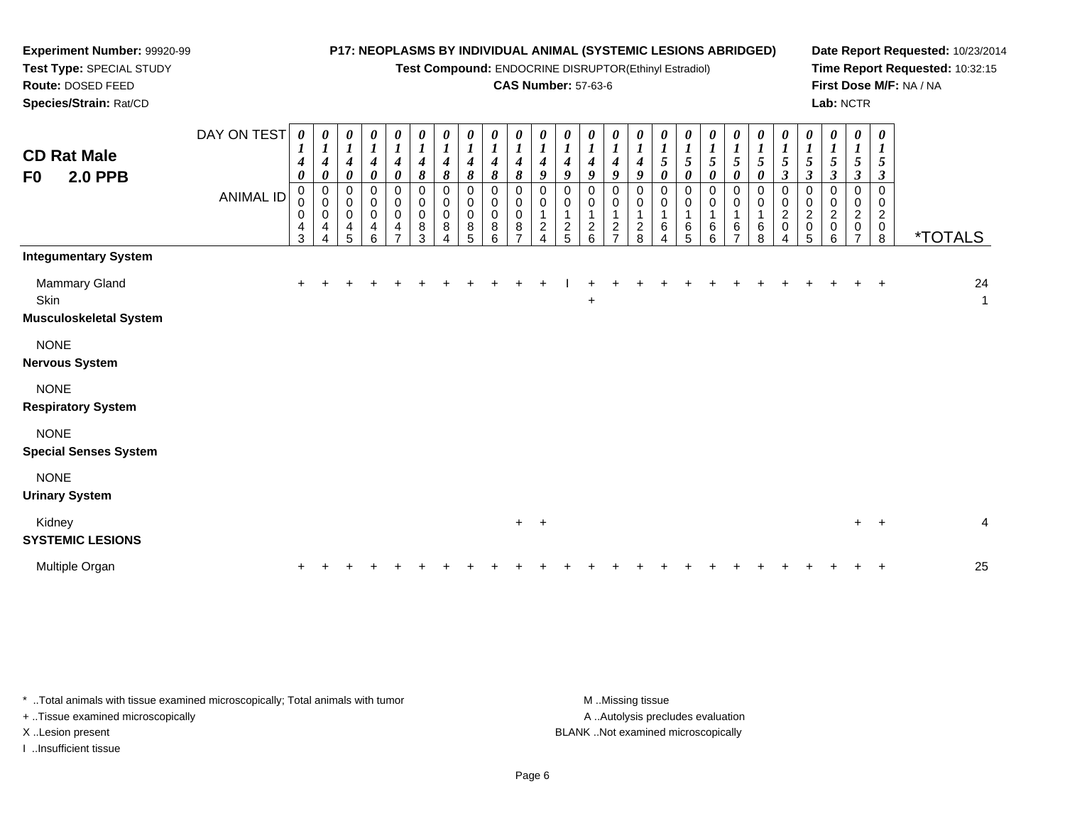**Experiment Number:** 99920-99
**Test Type:** SPECIAL STUDY
**Route:** DOSED FEED
**Species/Strain:** Rat/CD

**P17: NEOPLASMS BY INDIVIDUAL ANIMAL (SYSTEMIC LESIONS ABRIDGED)**
**Test Compound:** ENDOCRINE DISRUPTOR(Ethinyl Estradiol)
**CAS Number:** 57-63-6

**Date Report Requested:** 10/23/2014
**Time Report Requested:** 10:32:15
**First Dose M/F:** NA / NA
**Lab:** NCTR

## CD Rat Male
## F0 2.0 PPB

| DAY ON TEST | 0140 | 0140 | 0140 | 0140 | 0140 | 0148 | 0148 | 0148 | 0148 | 0148 | 0149 | 0149 | 0149 | 0149 | 0149 | 0150 | 0150 | 0150 | 0150 | 0150 | 0153 | 0153 | 0153 | 0153 | 0153 | |
|---|---|---|---|---|---|---|---|---|---|---|---|---|---|---|---|---|---|---|---|---|---|---|---|---|---|---|
| **ANIMAL ID** | 00043 | 00044 | 00045 | 00046 | 00047 | 00083 | 00084 | 00085 | 00086 | 00087 | 00124 | 00125 | 00126 | 00127 | 00128 | 00164 | 00165 | 00166 | 00167 | 00168 | 00204 | 00205 | 00206 | 00207 | 00208 | ***TOTALS** |
| **Integumentary System** | | | | | | | | | | | | | | | | | | | | | | | | | | |
| Mammary Gland | + | + | + | + | + | + | + | + | + | + | + | I | + | + | + | + | + | + | + | + | + | + | + | + | + | 24 |
| Skin | | | | | | | | | | | | | + | | | | | | | | | | | | | 1 |
| **Musculoskeletal System** | | | | | | | | | | | | | | | | | | | | | | | | | | |
| NONE | | | | | | | | | | | | | | | | | | | | | | | | | | |
| **Nervous System** | | | | | | | | | | | | | | | | | | | | | | | | | | |
| NONE | | | | | | | | | | | | | | | | | | | | | | | | | | |
| **Respiratory System** | | | | | | | | | | | | | | | | | | | | | | | | | | |
| NONE | | | | | | | | | | | | | | | | | | | | | | | | | | |
| **Special Senses System** | | | | | | | | | | | | | | | | | | | | | | | | | | |
| NONE | | | | | | | | | | | | | | | | | | | | | | | | | | |
| **Urinary System** | | | | | | | | | | | | | | | | | | | | | | | | | | |
| Kidney | | | | | | | | | | + | + | | | | | | | | | | | | | + | + | 4 |
| **SYSTEMIC LESIONS** | | | | | | | | | | | | | | | | | | | | | | | | | | |
| Multiple Organ | + | + | + | + | + | + | + | + | + | + | + | + | + | + | + | + | + | + | + | + | + | + | + | + | + | 25 |

* ..Total animals with tissue examined microscopically; Total animals with tumor
+ ..Tissue examined microscopically
X ..Lesion present
I ..Insufficient tissue

M ..Missing tissue
A ..Autolysis precludes evaluation
BLANK ..Not examined microscopically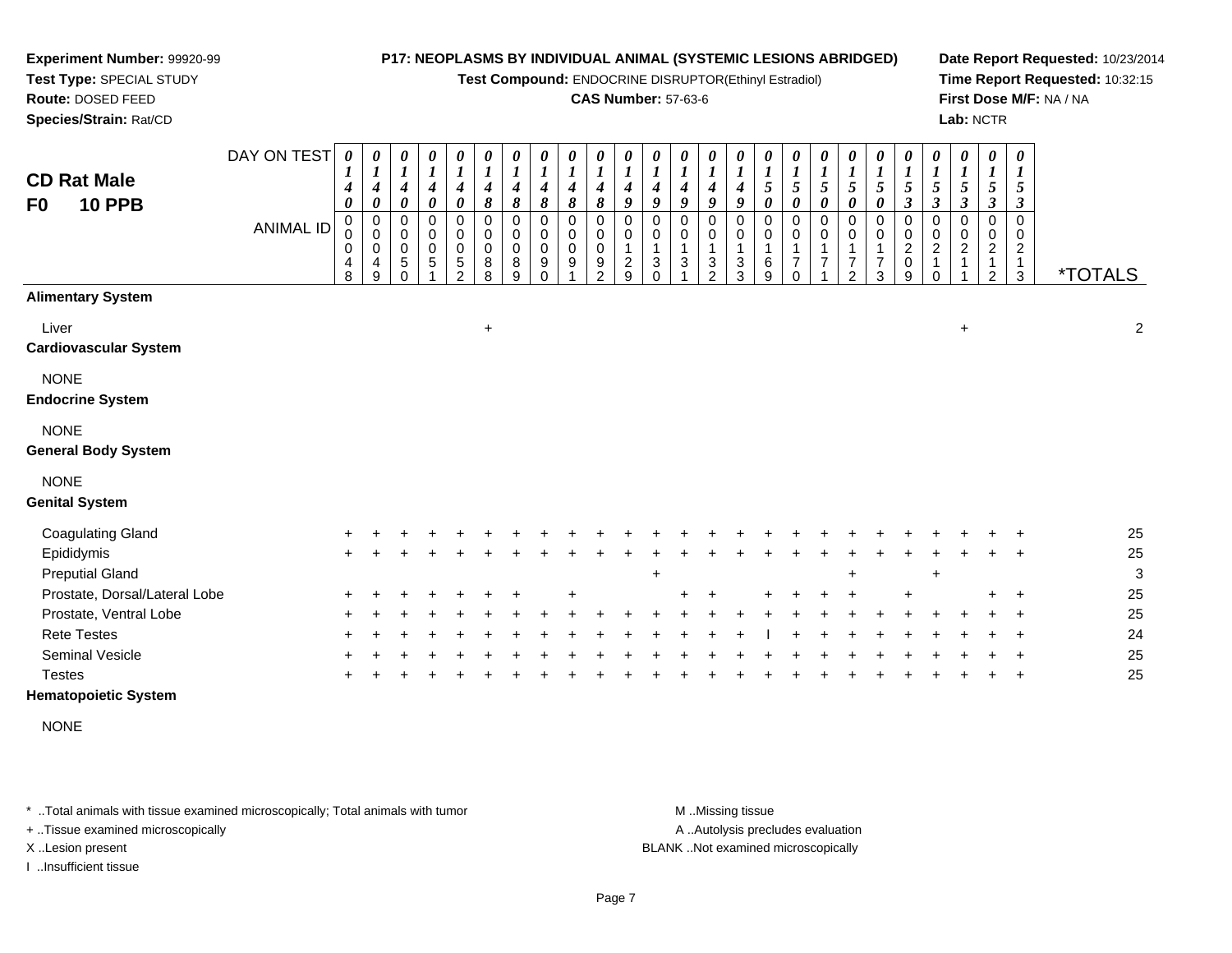**Experiment Number:** 99920-99
**Test Type:** SPECIAL STUDY
**Route:** DOSED FEED
**Species/Strain:** Rat/CD

**P17: NEOPLASMS BY INDIVIDUAL ANIMAL (SYSTEMIC LESIONS ABRIDGED)**
**Test Compound:** ENDOCRINE DISRUPTOR(Ethinyl Estradiol)
**CAS Number:** 57-63-6

**Date Report Requested:** 10/23/2014
**Time Report Requested:** 10:32:15
**First Dose M/F:** NA / NA
**Lab:** NCTR

## CD Rat Male
## F0 10 PPB

| DAY ON TEST | 0140 | 0140 | 0140 | 0140 | 0140 | 0148 | 0148 | 0148 | 0148 | 0148 | 0149 | 0149 | 0149 | 0149 | 0149 | 0150 | 0150 | 0150 | 0150 | 0150 | 0153 | 0153 | 0153 | 0153 | 0153 | |
|---|---|---|---|---|---|---|---|---|---|---|---|---|---|---|---|---|---|---|---|---|---|---|---|---|---|---|
| **ANIMAL ID** | 0048 | 0049 | 0050 | 0051 | 0052 | 0088 | 0089 | 0090 | 0091 | 0092 | 0129 | 0130 | 0131 | 0132 | 0133 | 0169 | 0170 | 0171 | 0172 | 0173 | 0209 | 0210 | 0211 | 0212 | 0213 | ***TOTALS** |
| **Alimentary System** | | | | | | | | | | | | | | | | | | | | | | | | | | |
| Liver | | | | | | + | | | | | | | | | | | | | | | | | + | | | 2 |
| **Cardiovascular System** | | | | | | | | | | | | | | | | | | | | | | | | | | |
| NONE | | | | | | | | | | | | | | | | | | | | | | | | | | |
| **Endocrine System** | | | | | | | | | | | | | | | | | | | | | | | | | | |
| NONE | | | | | | | | | | | | | | | | | | | | | | | | | | |
| **General Body System** | | | | | | | | | | | | | | | | | | | | | | | | | | |
| NONE | | | | | | | | | | | | | | | | | | | | | | | | | | |
| **Genital System** | | | | | | | | | | | | | | | | | | | | | | | | | | |
| Coagulating Gland | + | + | + | + | + | + | + | + | + | + | + | + | + | + | + | + | + | + | + | + | + | + | + | + | + | 25 |
| Epididymis | + | + | + | + | + | + | + | + | + | + | + | + | + | + | + | + | + | + | + | + | + | + | + | + | + | 25 |
| Preputial Gland | | | | | | | | | | | | + | | | | | | | + | | | + | | | | 3 |
| Prostate, Dorsal/Lateral Lobe | + | + | + | + | + | + | + | | + | | | | + | + | | + | + | + | + | | + | | | + | + | 25 |
| Prostate, Ventral Lobe | + | + | + | + | + | + | + | + | + | + | + | + | + | + | + | + | + | + | + | + | + | + | + | + | + | 25 |
| Rete Testes | + | + | + | + | + | + | + | + | + | + | + | + | + | + | + | I | + | + | + | + | + | + | + | + | + | 24 |
| Seminal Vesicle | + | + | + | + | + | + | + | + | + | + | + | + | + | + | + | + | + | + | + | + | + | + | + | + | + | 25 |
| Testes | + | + | + | + | + | + | + | + | + | + | + | + | + | + | + | + | + | + | + | + | + | + | + | + | + | 25 |
| **Hematopoietic System** | | | | | | | | | | | | | | | | | | | | | | | | | | |
| NONE | | | | | | | | | | | | | | | | | | | | | | | | | | |

* ..Total animals with tissue examined microscopically; Total animals with tumor
+ ..Tissue examined microscopically
X ..Lesion present
I ..Insufficient tissue

M ..Missing tissue
A ..Autolysis precludes evaluation
BLANK ..Not examined microscopically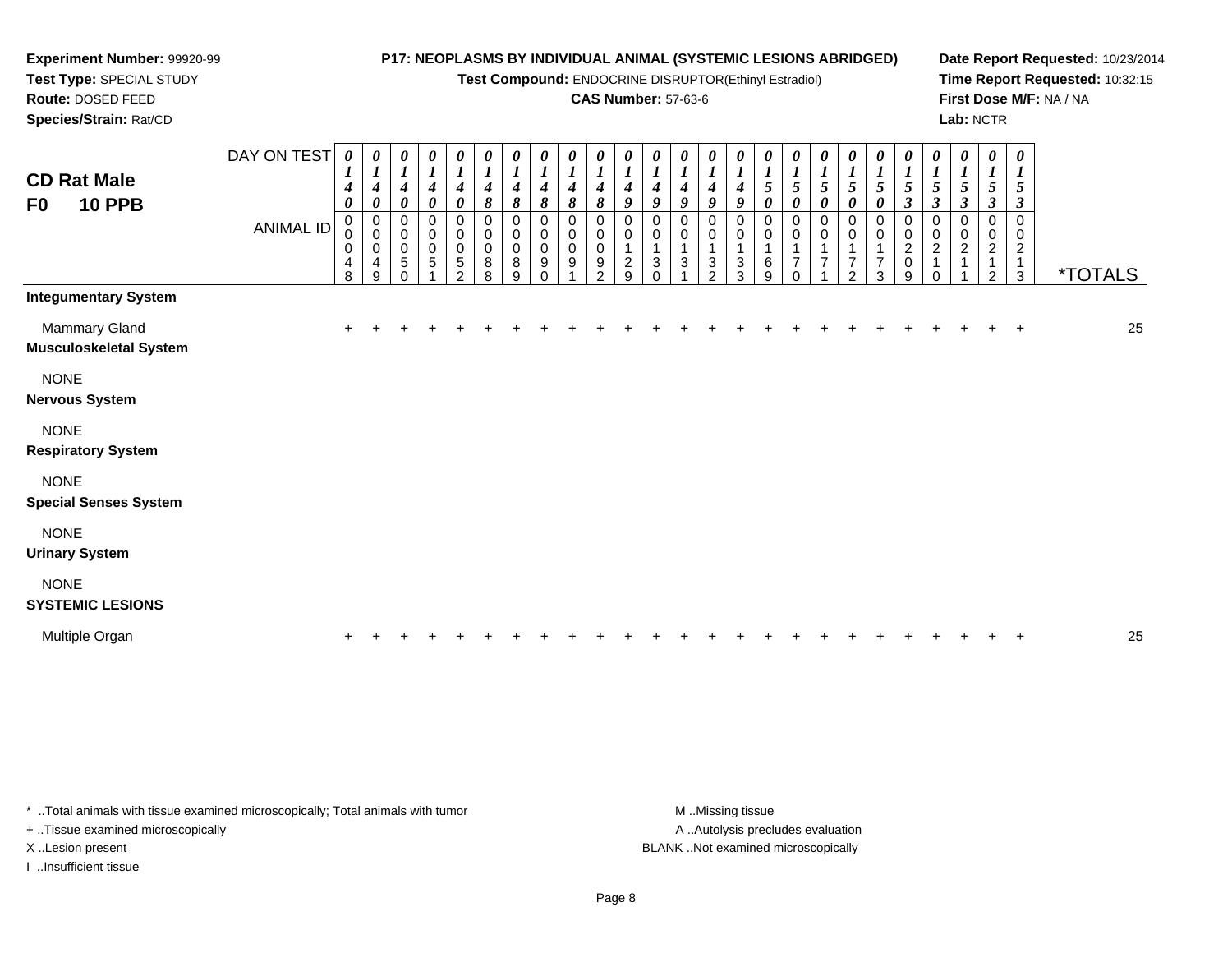**Experiment Number:** 99920-99
**Test Type:** SPECIAL STUDY
**Route:** DOSED FEED
**Species/Strain:** Rat/CD

**P17: NEOPLASMS BY INDIVIDUAL ANIMAL (SYSTEMIC LESIONS ABRIDGED)**
**Test Compound:** ENDOCRINE DISRUPTOR(Ethinyl Estradiol)
**CAS Number:** 57-63-6

**Date Report Requested:** 10/23/2014
**Time Report Requested:** 10:32:15
**First Dose M/F:** NA / NA
**Lab:** NCTR

# CD Rat Male
## F0 10 PPB

| DAY ON TEST | 0140 | 0140 | 0140 | 0140 | 0140 | 0148 | 0148 | 0148 | 0148 | 0148 | 0149 | 0149 | 0149 | 0149 | 0149 | 0150 | 0150 | 0150 | 0150 | 0150 | 0153 | 0153 | 0153 | 0153 | 0153 | |
|---|---|---|---|---|---|---|---|---|---|---|---|---|---|---|---|---|---|---|---|---|---|---|---|---|---|---|
| **ANIMAL ID** | 00048 | 00049 | 00050 | 00051 | 00052 | 00088 | 00089 | 00090 | 00091 | 00092 | 00129 | 00130 | 00131 | 00132 | 00133 | 00169 | 00170 | 00171 | 00172 | 00173 | 00209 | 00210 | 00211 | 00212 | 00213 | ***TOTALS** |
| **Integumentary System** | | | | | | | | | | | | | | | | | | | | | | | | | | |
| Mammary Gland | + | + | + | + | + | + | + | + | + | + | + | + | + | + | + | + | + | + | + | + | + | + | + | + | + | 25 |
| **Musculoskeletal System** | | | | | | | | | | | | | | | | | | | | | | | | | | |
| NONE | | | | | | | | | | | | | | | | | | | | | | | | | | |
| **Nervous System** | | | | | | | | | | | | | | | | | | | | | | | | | | |
| NONE | | | | | | | | | | | | | | | | | | | | | | | | | | |
| **Respiratory System** | | | | | | | | | | | | | | | | | | | | | | | | | | |
| NONE | | | | | | | | | | | | | | | | | | | | | | | | | | |
| **Special Senses System** | | | | | | | | | | | | | | | | | | | | | | | | | | |
| NONE | | | | | | | | | | | | | | | | | | | | | | | | | | |
| **Urinary System** | | | | | | | | | | | | | | | | | | | | | | | | | | |
| NONE | | | | | | | | | | | | | | | | | | | | | | | | | | |
| **SYSTEMIC LESIONS** | | | | | | | | | | | | | | | | | | | | | | | | | | |
| Multiple Organ | + | + | + | + | + | + | + | + | + | + | + | + | + | + | + | + | + | + | + | + | + | + | + | + | + | 25 |

\* ..Total animals with tissue examined microscopically; Total animals with tumor
+ ..Tissue examined microscopically
X ..Lesion present
I ..Insufficient tissue

M ..Missing tissue
A ..Autolysis precludes evaluation
BLANK ..Not examined microscopically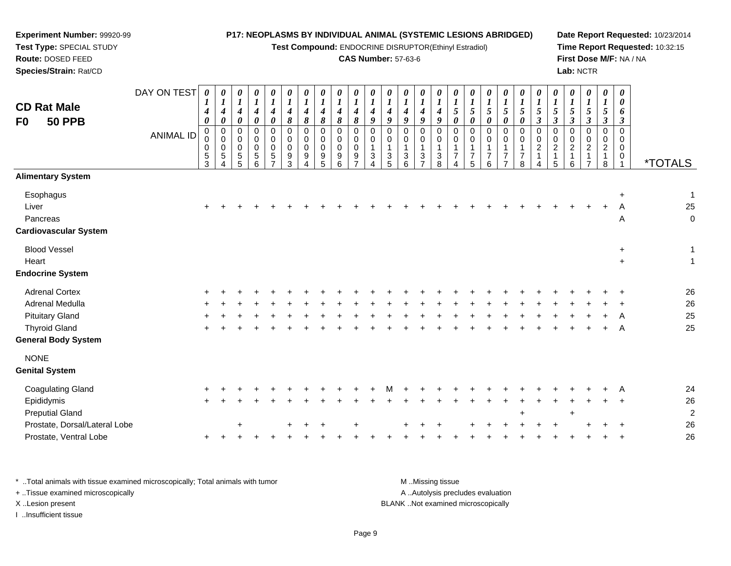**Experiment Number:** 99920-99
**Test Type:** SPECIAL STUDY
**Route:** DOSED FEED
**Species/Strain:** Rat/CD

**P17: NEOPLASMS BY INDIVIDUAL ANIMAL (SYSTEMIC LESIONS ABRIDGED)**
**Test Compound:** ENDOCRINE DISRUPTOR(Ethinyl Estradiol)
**CAS Number:** 57-63-6

**Date Report Requested:** 10/23/2014
**Time Report Requested:** 10:32:15
**First Dose M/F:** NA / NA
**Lab:** NCTR

## CD Rat Male
## F0 50 PPB

| DAY ON TEST | 0140 | 0140 | 0140 | 0140 | 0140 | 0148 | 0148 | 0148 | 0148 | 0148 | 0149 | 0149 | 0149 | 0149 | 0149 | 0150 | 0150 | 0150 | 0150 | 0150 | 0153 | 0153 | 0153 | 0153 | 0153 | 0063 | |
|---|---|---|---|---|---|---|---|---|---|---|---|---|---|---|---|---|---|---|---|---|---|---|---|---|---|---|---|
| **ANIMAL ID** | 0053 | 0054 | 0055 | 0056 | 0057 | 0093 | 0094 | 0095 | 0096 | 0097 | 0134 | 0135 | 0136 | 0137 | 0138 | 0174 | 0175 | 0176 | 0177 | 0178 | 0214 | 0215 | 0216 | 0217 | 0218 | 0001 | ***TOTALS** |
| **Alimentary System** | | | | | | | | | | | | | | | | | | | | | | | | | | | |
| Esophagus | | | | | | | | | | | | | | | | | | | | | | | | | | + | 1 |
| Liver | + | + | + | + | + | + | + | + | + | + | + | + | + | + | + | + | + | + | + | + | + | + | + | + | + | A | 25 |
| Pancreas | | | | | | | | | | | | | | | | | | | | | | | | | | A | 0 |
| **Cardiovascular System** | | | | | | | | | | | | | | | | | | | | | | | | | | | |
| Blood Vessel | | | | | | | | | | | | | | | | | | | | | | | | | | + | 1 |
| Heart | | | | | | | | | | | | | | | | | | | | | | | | | | + | 1 |
| **Endocrine System** | | | | | | | | | | | | | | | | | | | | | | | | | | | |
| Adrenal Cortex | + | + | + | + | + | + | + | + | + | + | + | + | + | + | + | + | + | + | + | + | + | + | + | + | + | + | 26 |
| Adrenal Medulla | + | + | + | + | + | + | + | + | + | + | + | + | + | + | + | + | + | + | + | + | + | + | + | + | + | + | 26 |
| Pituitary Gland | + | + | + | + | + | + | + | + | + | + | + | + | + | + | + | + | + | + | + | + | + | + | + | + | + | A | 25 |
| Thyroid Gland | + | + | + | + | + | + | + | + | + | + | + | + | + | + | + | + | + | + | + | + | + | + | + | + | + | A | 25 |
| **General Body System** | | | | | | | | | | | | | | | | | | | | | | | | | | | |
| NONE | | | | | | | | | | | | | | | | | | | | | | | | | | | |
| **Genital System** | | | | | | | | | | | | | | | | | | | | | | | | | | | |
| Coagulating Gland | + | + | + | + | + | + | + | + | + | + | + | M | + | + | + | + | + | + | + | + | + | + | + | + | + | A | 24 |
| Epididymis | + | + | + | + | + | + | + | + | + | + | + | + | + | + | + | + | + | + | + | + | + | + | + | + | + | + | 26 |
| Preputial Gland | | | | | | | | | | | | | | | | | | | | + | | | + | | | | 2 |
| Prostate, Dorsal/Lateral Lobe | | | + | | | + | + | + | | + | | | + | + | + | | + | + | + | + | + | + | | + | + | + | 26 |
| Prostate, Ventral Lobe | + | + | + | + | + | + | + | + | + | + | + | + | + | + | + | + | + | + | + | + | + | + | + | + | + | + | 26 |

\* ..Total animals with tissue examined microscopically; Total animals with tumor
+ ..Tissue examined microscopically
X ..Lesion present
I ..Insufficient tissue

M ..Missing tissue
A ..Autolysis precludes evaluation
BLANK ..Not examined microscopically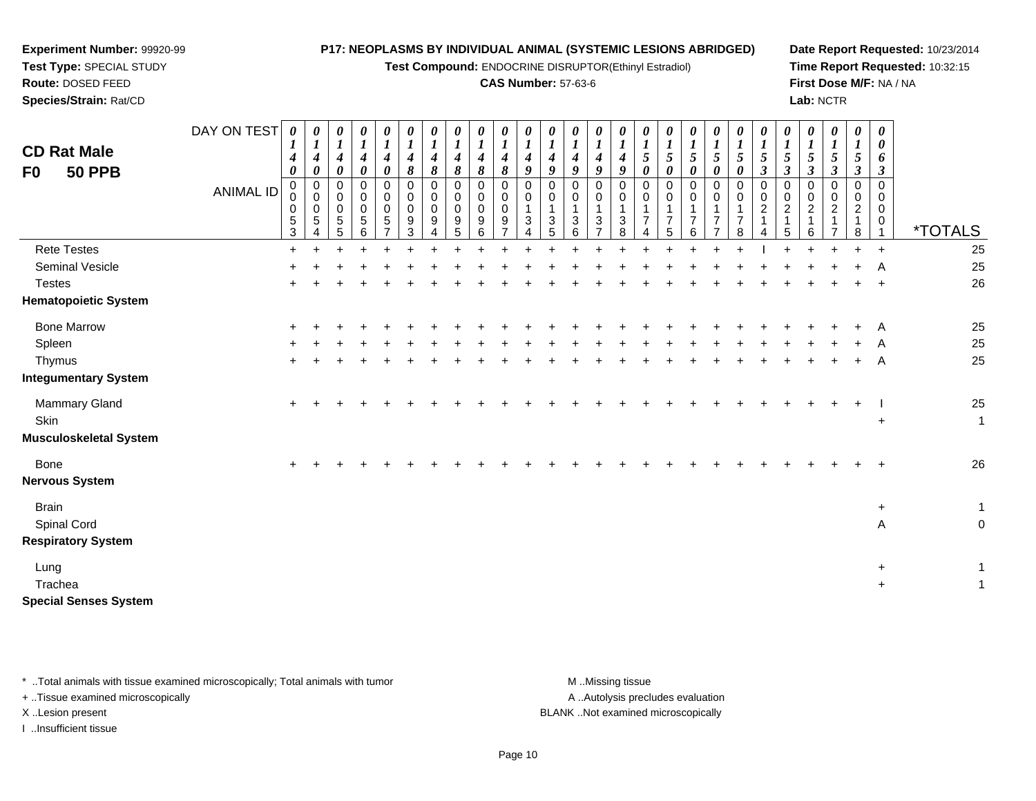**Experiment Number:** 99920-99
**Test Type:** SPECIAL STUDY
**Route:** DOSED FEED
**Species/Strain:** Rat/CD

**P17: NEOPLASMS BY INDIVIDUAL ANIMAL (SYSTEMIC LESIONS ABRIDGED)**
**Test Compound:** ENDOCRINE DISRUPTOR(Ethinyl Estradiol)
**CAS Number:** 57-63-6

**Date Report Requested:** 10/23/2014
**Time Report Requested:** 10:32:15
**First Dose M/F:** NA / NA
**Lab:** NCTR

## CD Rat Male
## F0 50 PPB

| DAY ON TEST | 0140 | 0140 | 0140 | 0140 | 0140 | 0148 | 0148 | 0148 | 0148 | 0148 | 0149 | 0149 | 0149 | 0149 | 0149 | 0150 | 0150 | 0150 | 0150 | 0150 | 0153 | 0153 | 0153 | 0153 | 0153 | 0063 | |
|---|---|---|---|---|---|---|---|---|---|---|---|---|---|---|---|---|---|---|---|---|---|---|---|---|---|---|---|
| **ANIMAL ID** | 00053 | 00054 | 00055 | 00056 | 00057 | 00093 | 00094 | 00095 | 00096 | 00097 | 00134 | 00135 | 00136 | 00137 | 00138 | 00174 | 00175 | 00176 | 00177 | 00178 | 00214 | 00215 | 00216 | 00217 | 00218 | 00001 | ***TOTALS** |
| Rete Testes | + | + | + | + | + | + | + | + | + | + | + | + | + | + | + | + | + | + | + | + | I | + | + | + | + | + | 25 |
| Seminal Vesicle | + | + | + | + | + | + | + | + | + | + | + | + | + | + | + | + | + | + | + | + | + | + | + | + | + | A | 25 |
| Testes | + | + | + | + | + | + | + | + | + | + | + | + | + | + | + | + | + | + | + | + | + | + | + | + | + | + | 26 |
| **Hematopoietic System** | | | | | | | | | | | | | | | | | | | | | | | | | | | |
| Bone Marrow | + | + | + | + | + | + | + | + | + | + | + | + | + | + | + | + | + | + | + | + | + | + | + | + | + | A | 25 |
| Spleen | + | + | + | + | + | + | + | + | + | + | + | + | + | + | + | + | + | + | + | + | + | + | + | + | + | A | 25 |
| Thymus | + | + | + | + | + | + | + | + | + | + | + | + | + | + | + | + | + | + | + | + | + | + | + | + | + | A | 25 |
| **Integumentary System** | | | | | | | | | | | | | | | | | | | | | | | | | | | |
| Mammary Gland | + | + | + | + | + | + | + | + | + | + | + | + | + | + | + | + | + | + | + | + | + | + | + | + | + | I | 25 |
| Skin | | | | | | | | | | | | | | | | | | | | | | | | | | + | 1 |
| **Musculoskeletal System** | | | | | | | | | | | | | | | | | | | | | | | | | | | |
| Bone | + | + | + | + | + | + | + | + | + | + | + | + | + | + | + | + | + | + | + | + | + | + | + | + | + | + | 26 |
| **Nervous System** | | | | | | | | | | | | | | | | | | | | | | | | | | | |
| Brain | | | | | | | | | | | | | | | | | | | | | | | | | | + | 1 |
| Spinal Cord | | | | | | | | | | | | | | | | | | | | | | | | | | A | 0 |
| **Respiratory System** | | | | | | | | | | | | | | | | | | | | | | | | | | | |
| Lung | | | | | | | | | | | | | | | | | | | | | | | | | | + | 1 |
| Trachea | | | | | | | | | | | | | | | | | | | | | | | | | | + | 1 |
| **Special Senses System** | | | | | | | | | | | | | | | | | | | | | | | | | | | |

\* ..Total animals with tissue examined microscopically; Total animals with tumor
+ ..Tissue examined microscopically
X ..Lesion present
I ..Insufficient tissue

M ..Missing tissue
A ..Autolysis precludes evaluation
BLANK ..Not examined microscopically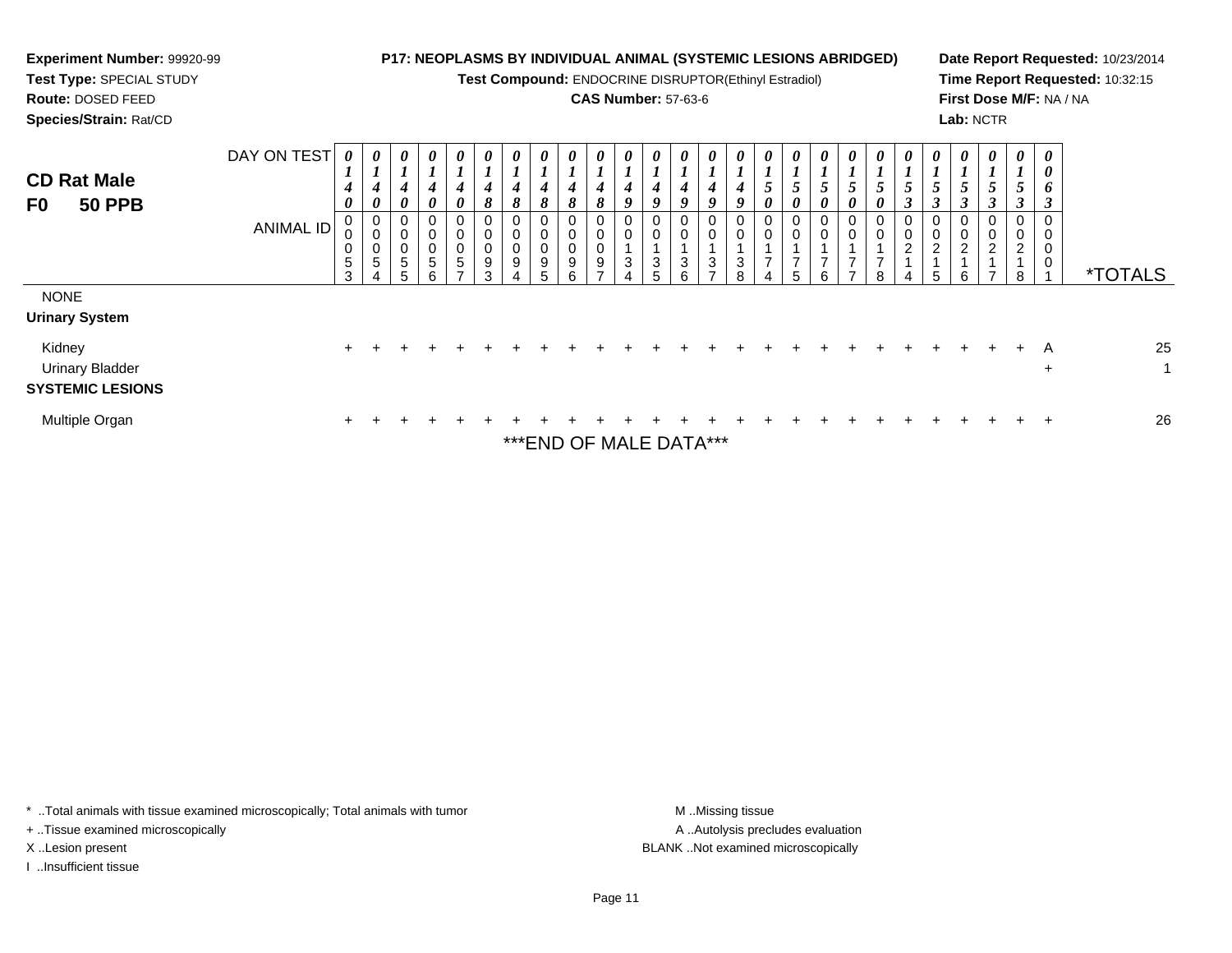**Experiment Number:** 99920-99
**Test Type:** SPECIAL STUDY
**Route:** DOSED FEED
**Species/Strain:** Rat/CD

**P17: NEOPLASMS BY INDIVIDUAL ANIMAL (SYSTEMIC LESIONS ABRIDGED)**
**Test Compound:** ENDOCRINE DISRUPTOR(Ethinyl Estradiol)
**CAS Number:** 57-63-6

**Date Report Requested:** 10/23/2014
**Time Report Requested:** 10:32:15
**First Dose M/F:** NA / NA
**Lab:** NCTR

## CD Rat Male F0 50 PPB

| DAY ON TEST | 0140 | 0140 | 0140 | 0140 | 0140 | 0148 | 0148 | 0148 | 0148 | 0148 | 0149 | 0149 | 0149 | 0149 | 0149 | 0150 | 0150 | 0150 | 0150 | 0150 | 0153 | 0153 | 0153 | 0153 | 0153 | 0063 | |
|---|---|---|---|---|---|---|---|---|---|---|---|---|---|---|---|---|---|---|---|---|---|---|---|---|---|---|---|
| **ANIMAL ID** | 00053 | 00054 | 00055 | 00056 | 00057 | 00093 | 00094 | 00095 | 00096 | 00097 | 00134 | 00135 | 00136 | 00137 | 00138 | 00174 | 00175 | 00176 | 00177 | 00178 | 00214 | 00215 | 00216 | 00217 | 00218 | 00001 | ***TOTALS** |
| NONE | | | | | | | | | | | | | | | | | | | | | | | | | | | |
| **Urinary System** | | | | | | | | | | | | | | | | | | | | | | | | | | | |
| Kidney | + | + | + | + | + | + | + | + | + | + | + | + | + | + | + | + | + | + | + | + | + | + | + | + | + | A | 25 |
| Urinary Bladder | | | | | | | | | | | | | | | | | | | | | | | | | | + | 1 |
| **SYSTEMIC LESIONS** | | | | | | | | | | | | | | | | | | | | | | | | | | | |
| Multiple Organ | + | + | + | + | + | + | + | + | + | + | + | + | + | + | + | + | + | + | + | + | + | + | + | + | + | + | 26 |

***END OF MALE DATA***

* ..Total animals with tissue examined microscopically; Total animals with tumor
+ ..Tissue examined microscopically
X ..Lesion present
I ..Insufficient tissue

M ..Missing tissue
A ..Autolysis precludes evaluation
BLANK ..Not examined microscopically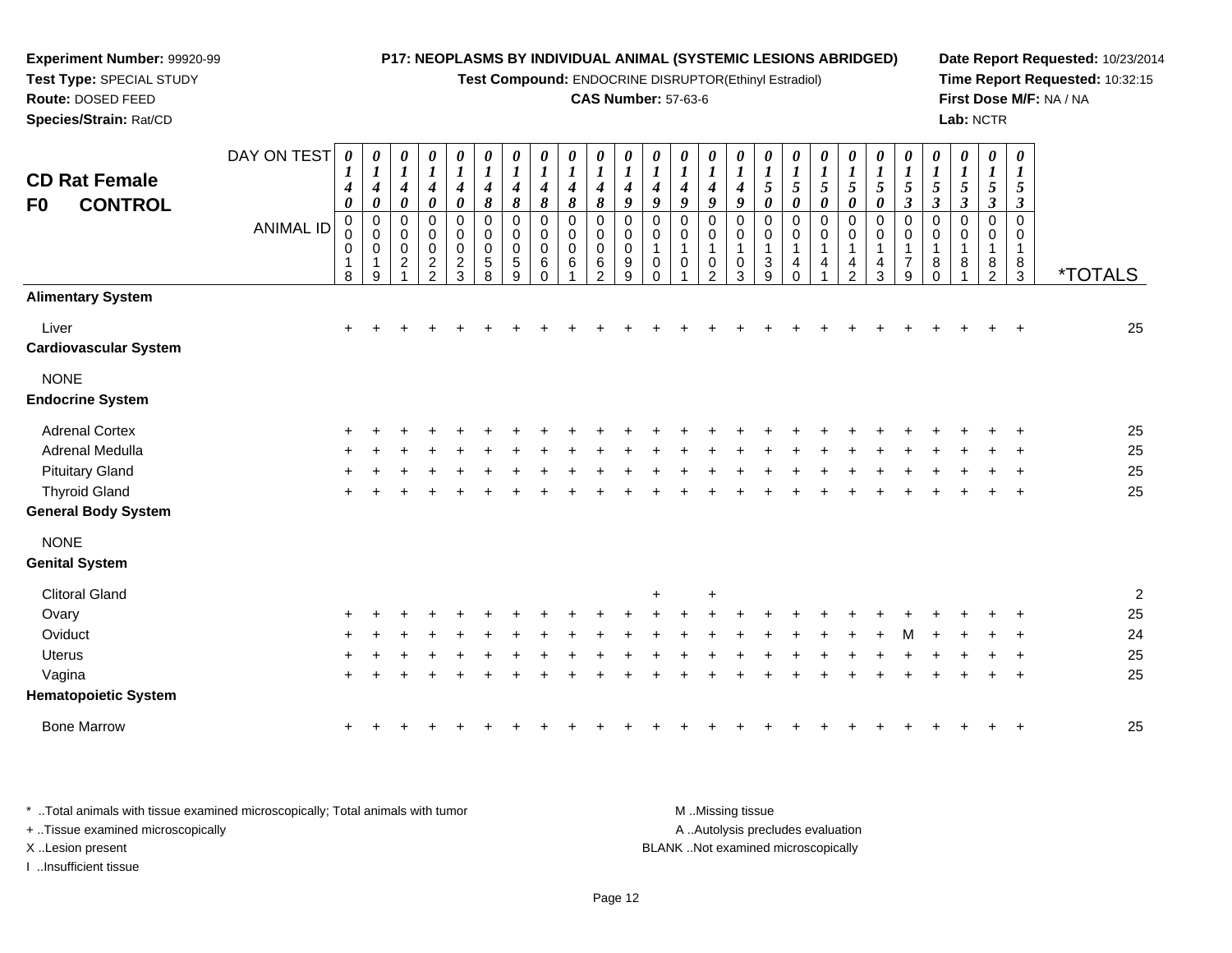**Experiment Number:** 99920-99
**Test Type:** SPECIAL STUDY
**Route:** DOSED FEED
**Species/Strain:** Rat/CD

**P17: NEOPLASMS BY INDIVIDUAL ANIMAL (SYSTEMIC LESIONS ABRIDGED)**
**Test Compound:** ENDOCRINE DISRUPTOR(Ethinyl Estradiol)
**CAS Number:** 57-63-6

**Date Report Requested:** 10/23/2014
**Time Report Requested:** 10:32:15
**First Dose M/F:** NA / NA
**Lab:** NCTR

## CD Rat Female
## F0 CONTROL

| DAY ON TEST | 0140 | 0140 | 0140 | 0140 | 0140 | 0148 | 0148 | 0148 | 0148 | 0148 | 0149 | 0149 | 0149 | 0149 | 0149 | 0150 | 0150 | 0150 | 0150 | 0150 | 0153 | 0153 | 0153 | 0153 | 0153 | |
|---|---|---|---|---|---|---|---|---|---|---|---|---|---|---|---|---|---|---|---|---|---|---|---|---|---|---|
| **ANIMAL ID** | 00018 | 00019 | 00021 | 00022 | 00023 | 00058 | 00059 | 00060 | 00061 | 00062 | 00099 | 00100 | 00101 | 00102 | 00103 | 00139 | 00140 | 00141 | 00142 | 00143 | 00179 | 00180 | 00181 | 00182 | 00183 | ***TOTALS** |
| **Alimentary System** | | | | | | | | | | | | | | | | | | | | | | | | | | |
| Liver | + | + | + | + | + | + | + | + | + | + | + | + | + | + | + | + | + | + | + | + | + | + | + | + | + | 25 |
| **Cardiovascular System** | | | | | | | | | | | | | | | | | | | | | | | | | | |
| NONE | | | | | | | | | | | | | | | | | | | | | | | | | | |
| **Endocrine System** | | | | | | | | | | | | | | | | | | | | | | | | | | |
| Adrenal Cortex | + | + | + | + | + | + | + | + | + | + | + | + | + | + | + | + | + | + | + | + | + | + | + | + | + | 25 |
| Adrenal Medulla | + | + | + | + | + | + | + | + | + | + | + | + | + | + | + | + | + | + | + | + | + | + | + | + | + | 25 |
| Pituitary Gland | + | + | + | + | + | + | + | + | + | + | + | + | + | + | + | + | + | + | + | + | + | + | + | + | + | 25 |
| Thyroid Gland | + | + | + | + | + | + | + | + | + | + | + | + | + | + | + | + | + | + | + | + | + | + | + | + | + | 25 |
| **General Body System** | | | | | | | | | | | | | | | | | | | | | | | | | | |
| NONE | | | | | | | | | | | | | | | | | | | | | | | | | | |
| **Genital System** | | | | | | | | | | | | | | | | | | | | | | | | | | |
| Clitoral Gland | | | | | | | | | | | | + | | + | | | | | | | | | | | | 2 |
| Ovary | + | + | + | + | + | + | + | + | + | + | + | + | + | + | + | + | + | + | + | + | + | + | + | + | + | 25 |
| Oviduct | + | + | + | + | + | + | + | + | + | + | + | + | + | + | + | + | + | + | + | + | M | + | + | + | + | 24 |
| Uterus | + | + | + | + | + | + | + | + | + | + | + | + | + | + | + | + | + | + | + | + | + | + | + | + | + | 25 |
| Vagina | + | + | + | + | + | + | + | + | + | + | + | + | + | + | + | + | + | + | + | + | + | + | + | + | + | 25 |
| **Hematopoietic System** | | | | | | | | | | | | | | | | | | | | | | | | | | |
| Bone Marrow | + | + | + | + | + | + | + | + | + | + | + | + | + | + | + | + | + | + | + | + | + | + | + | + | + | 25 |

* ..Total animals with tissue examined microscopically; Total animals with tumor
+ ..Tissue examined microscopically
X ..Lesion present
I ..Insufficient tissue

M ..Missing tissue
A ..Autolysis precludes evaluation
BLANK ..Not examined microscopically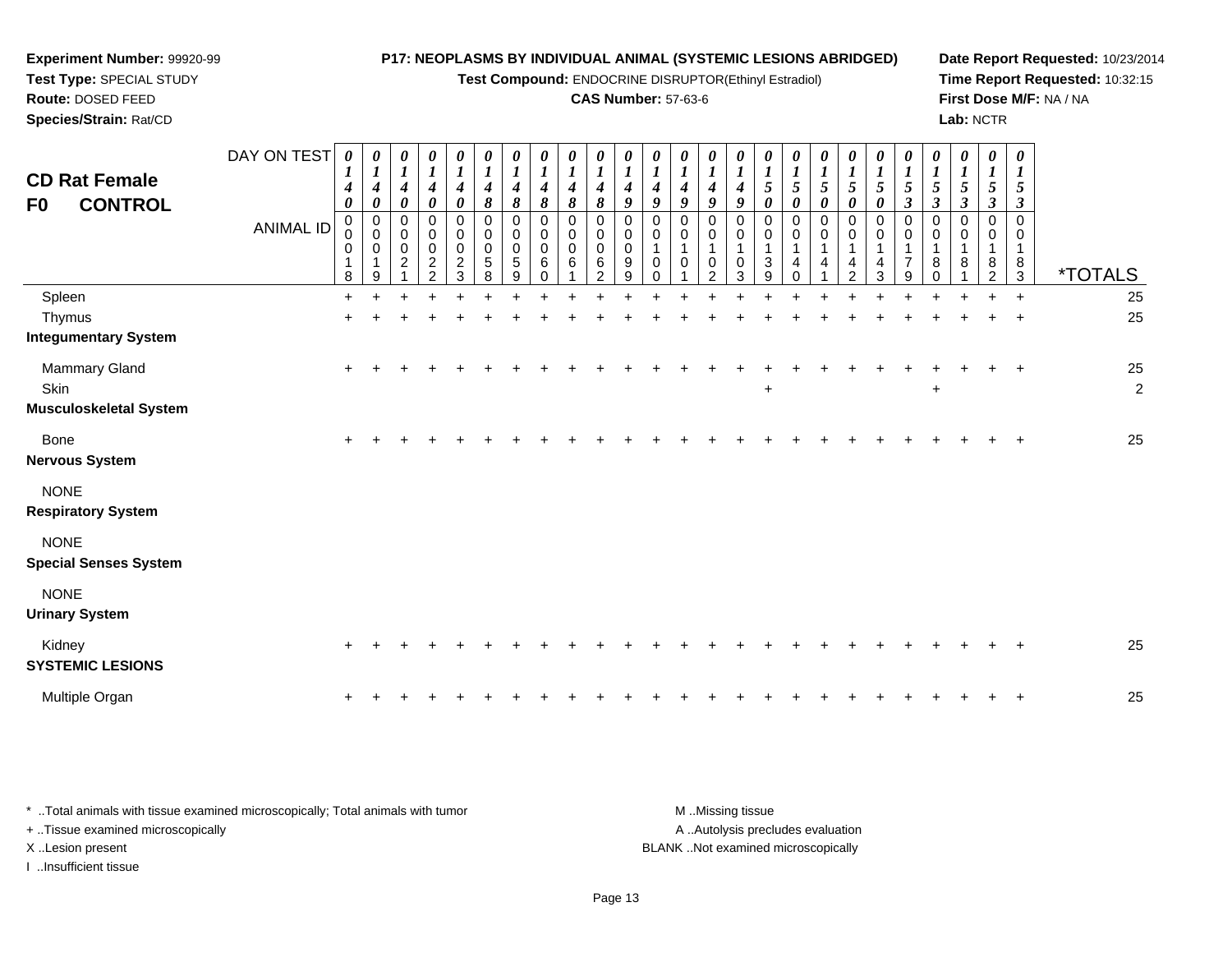**Experiment Number:** 99920-99
**Test Type:** SPECIAL STUDY
**Route:** DOSED FEED
**Species/Strain:** Rat/CD

**P17: NEOPLASMS BY INDIVIDUAL ANIMAL (SYSTEMIC LESIONS ABRIDGED)**
**Test Compound:** ENDOCRINE DISRUPTOR(Ethinyl Estradiol)
**CAS Number:** 57-63-6

**Date Report Requested:** 10/23/2014
**Time Report Requested:** 10:32:15
**First Dose M/F:** NA / NA
**Lab:** NCTR

## CD Rat Female
## F0 CONTROL

| DAY ON TEST | 0140 | 0140 | 0140 | 0140 | 0140 | 0148 | 0148 | 0148 | 0148 | 0148 | 0149 | 0149 | 0149 | 0149 | 0149 | 0150 | 0150 | 0150 | 0150 | 0150 | 0153 | 0153 | 0153 | 0153 | 0153 | |
|---|---|---|---|---|---|---|---|---|---|---|---|---|---|---|---|---|---|---|---|---|---|---|---|---|---|---|
| **ANIMAL ID** | 00018 | 00019 | 00021 | 00022 | 00023 | 00058 | 00059 | 00060 | 00061 | 00062 | 00099 | 00100 | 00101 | 00102 | 00103 | 00139 | 00140 | 00141 | 00142 | 00143 | 00179 | 00180 | 00181 | 00182 | 00183 | ***TOTALS** |
| Spleen | + | + | + | + | + | + | + | + | + | + | + | + | + | + | + | + | + | + | + | + | + | + | + | + | + | 25 |
| Thymus | + | + | + | + | + | + | + | + | + | + | + | + | + | + | + | + | + | + | + | + | + | + | + | + | + | 25 |
| **Integumentary System** | | | | | | | | | | | | | | | | | | | | | | | | | | |
| Mammary Gland | + | + | + | + | + | + | + | + | + | + | + | + | + | + | + | + | + | + | + | + | + | + | + | + | + | 25 |
| Skin | | | | | | | | | | | | | | | | + | | | | | | + | | | | 2 |
| **Musculoskeletal System** | | | | | | | | | | | | | | | | | | | | | | | | | | |
| Bone | + | + | + | + | + | + | + | + | + | + | + | + | + | + | + | + | + | + | + | + | + | + | + | + | + | 25 |
| **Nervous System** | | | | | | | | | | | | | | | | | | | | | | | | | | |
| NONE | | | | | | | | | | | | | | | | | | | | | | | | | | |
| **Respiratory System** | | | | | | | | | | | | | | | | | | | | | | | | | | |
| NONE | | | | | | | | | | | | | | | | | | | | | | | | | | |
| **Special Senses System** | | | | | | | | | | | | | | | | | | | | | | | | | | |
| NONE | | | | | | | | | | | | | | | | | | | | | | | | | | |
| **Urinary System** | | | | | | | | | | | | | | | | | | | | | | | | | | |
| Kidney | + | + | + | + | + | + | + | + | + | + | + | + | + | + | + | + | + | + | + | + | + | + | + | + | + | 25 |
| **SYSTEMIC LESIONS** | | | | | | | | | | | | | | | | | | | | | | | | | | |
| Multiple Organ | + | + | + | + | + | + | + | + | + | + | + | + | + | + | + | + | + | + | + | + | + | + | + | + | + | 25 |

\* ..Total animals with tissue examined microscopically; Total animals with tumor
+ ..Tissue examined microscopically
X ..Lesion present
I ..Insufficient tissue

M ..Missing tissue
A ..Autolysis precludes evaluation
BLANK ..Not examined microscopically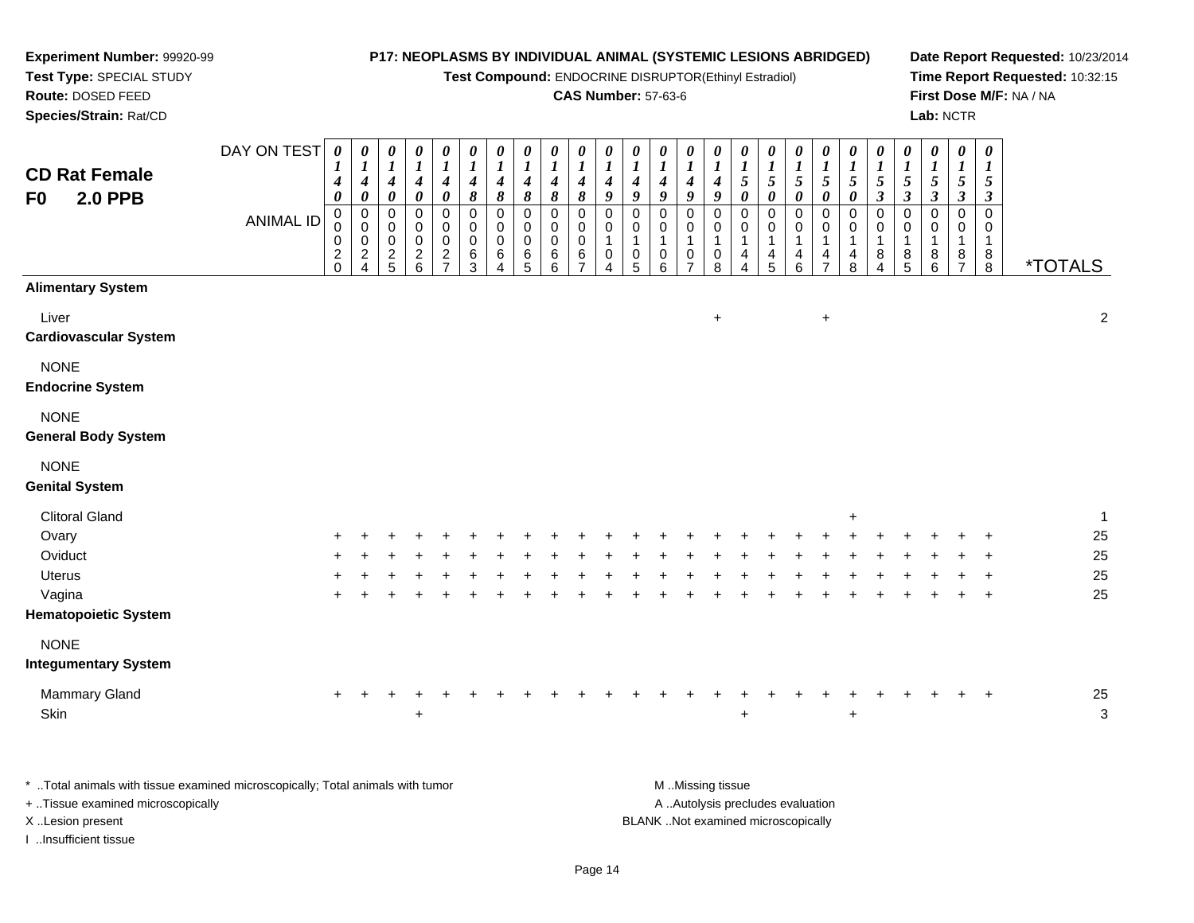**Experiment Number:** 99920-99
**Test Type:** SPECIAL STUDY
**Route:** DOSED FEED
**Species/Strain:** Rat/CD

**P17: NEOPLASMS BY INDIVIDUAL ANIMAL (SYSTEMIC LESIONS ABRIDGED)**
**Test Compound:** ENDOCRINE DISRUPTOR(Ethinyl Estradiol)
**CAS Number:** 57-63-6

**Date Report Requested:** 10/23/2014
**Time Report Requested:** 10:32:15
**First Dose M/F:** NA / NA
**Lab:** NCTR

## CD Rat Female
## F0 2.0 PPB

| DAY ON TEST | 0140 | 0140 | 0140 | 0140 | 0140 | 0148 | 0148 | 0148 | 0148 | 0148 | 0149 | 0149 | 0149 | 0149 | 0149 | 0150 | 0150 | 0150 | 0150 | 0150 | 0153 | 0153 | 0153 | 0153 | 0153 | |
|---|---|---|---|---|---|---|---|---|---|---|---|---|---|---|---|---|---|---|---|---|---|---|---|---|---|---|
| **ANIMAL ID** | 00020 | 00024 | 00025 | 00026 | 00027 | 00063 | 00064 | 00065 | 00066 | 00067 | 00104 | 00105 | 00106 | 00107 | 00108 | 00144 | 00145 | 00146 | 00147 | 00148 | 00184 | 00185 | 00186 | 00187 | 00188 | ***TOTALS** |
| **Alimentary System** | | | | | | | | | | | | | | | | | | | | | | | | | | |
| Liver | | | | | | | | | | | | | | | + | | | | + | | | | | | | 2 |
| **Cardiovascular System** | | | | | | | | | | | | | | | | | | | | | | | | | | |
| NONE | | | | | | | | | | | | | | | | | | | | | | | | | | |
| **Endocrine System** | | | | | | | | | | | | | | | | | | | | | | | | | | |
| NONE | | | | | | | | | | | | | | | | | | | | | | | | | | |
| **General Body System** | | | | | | | | | | | | | | | | | | | | | | | | | | |
| NONE | | | | | | | | | | | | | | | | | | | | | | | | | | |
| **Genital System** | | | | | | | | | | | | | | | | | | | | | | | | | | |
| Clitoral Gland | | | | | | | | | | | | | | | | | | | | + | | | | | | 1 |
| Ovary | + | + | + | + | + | + | + | + | + | + | + | + | + | + | + | + | + | + | + | + | + | + | + | + | + | 25 |
| Oviduct | + | + | + | + | + | + | + | + | + | + | + | + | + | + | + | + | + | + | + | + | + | + | + | + | + | 25 |
| Uterus | + | + | + | + | + | + | + | + | + | + | + | + | + | + | + | + | + | + | + | + | + | + | + | + | + | 25 |
| Vagina | + | + | + | + | + | + | + | + | + | + | + | + | + | + | + | + | + | + | + | + | + | + | + | + | + | 25 |
| **Hematopoietic System** | | | | | | | | | | | | | | | | | | | | | | | | | | |
| NONE | | | | | | | | | | | | | | | | | | | | | | | | | | |
| **Integumentary System** | | | | | | | | | | | | | | | | | | | | | | | | | | |
| Mammary Gland | + | + | + | + | + | + | + | + | + | + | + | + | + | + | + | + | + | + | + | + | + | + | + | + | + | 25 |
| Skin | | | | + | | | | | | | | | | | | + | | | | + | | | | | | 3 |

\* ..Total animals with tissue examined microscopically; Total animals with tumor
\+ ..Tissue examined microscopically
X ..Lesion present
I ..Insufficient tissue

M ..Missing tissue
A ..Autolysis precludes evaluation
BLANK ..Not examined microscopically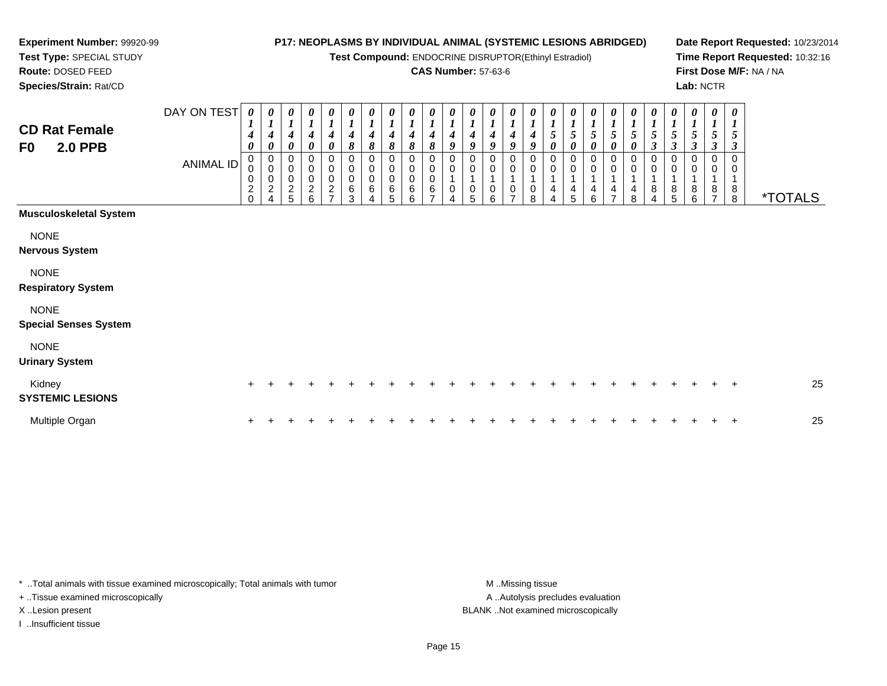**Experiment Number:** 99920-99
**Test Type:** SPECIAL STUDY
**Route:** DOSED FEED
**Species/Strain:** Rat/CD

**P17: NEOPLASMS BY INDIVIDUAL ANIMAL (SYSTEMIC LESIONS ABRIDGED)**
**Test Compound:** ENDOCRINE DISRUPTOR(Ethinyl Estradiol)
**CAS Number:** 57-63-6

**Date Report Requested:** 10/23/2014
**Time Report Requested:** 10:32:16
**First Dose M/F:** NA / NA
**Lab:** NCTR

## CD Rat Female
## F0 2.0 PPB

| DAY ON TEST | 0140 | 0140 | 0140 | 0140 | 0140 | 0148 | 0148 | 0148 | 0148 | 0148 | 0149 | 0149 | 0149 | 0149 | 0149 | 0150 | 0150 | 0150 | 0150 | 0150 | 0153 | 0153 | 0153 | 0153 | 0153 | |
|---|---|---|---|---|---|---|---|---|---|---|---|---|---|---|---|---|---|---|---|---|---|---|---|---|---|---|
| **ANIMAL ID** | 00020 | 00024 | 00025 | 00026 | 00027 | 00063 | 00064 | 00065 | 00066 | 00067 | 00104 | 00105 | 00106 | 00107 | 00108 | 00144 | 00145 | 00146 | 00147 | 00148 | 00184 | 00185 | 00186 | 00187 | 00188 | ***TOTALS** |
| **Musculoskeletal System** | | | | | | | | | | | | | | | | | | | | | | | | | | |
| NONE | | | | | | | | | | | | | | | | | | | | | | | | | | |
| **Nervous System** | | | | | | | | | | | | | | | | | | | | | | | | | | |
| NONE | | | | | | | | | | | | | | | | | | | | | | | | | | |
| **Respiratory System** | | | | | | | | | | | | | | | | | | | | | | | | | | |
| NONE | | | | | | | | | | | | | | | | | | | | | | | | | | |
| **Special Senses System** | | | | | | | | | | | | | | | | | | | | | | | | | | |
| NONE | | | | | | | | | | | | | | | | | | | | | | | | | | |
| **Urinary System** | | | | | | | | | | | | | | | | | | | | | | | | | | |
| Kidney | + | + | + | + | + | + | + | + | + | + | + | + | + | + | + | + | + | + | + | + | + | + | + | + | + | 25 |
| **SYSTEMIC LESIONS** | | | | | | | | | | | | | | | | | | | | | | | | | | |
| Multiple Organ | + | + | + | + | + | + | + | + | + | + | + | + | + | + | + | + | + | + | + | + | + | + | + | + | + | 25 |

\* ..Total animals with tissue examined microscopically; Total animals with tumor
+ ..Tissue examined microscopically
X ..Lesion present
I ..Insufficient tissue

M ..Missing tissue
A ..Autolysis precludes evaluation
BLANK ..Not examined microscopically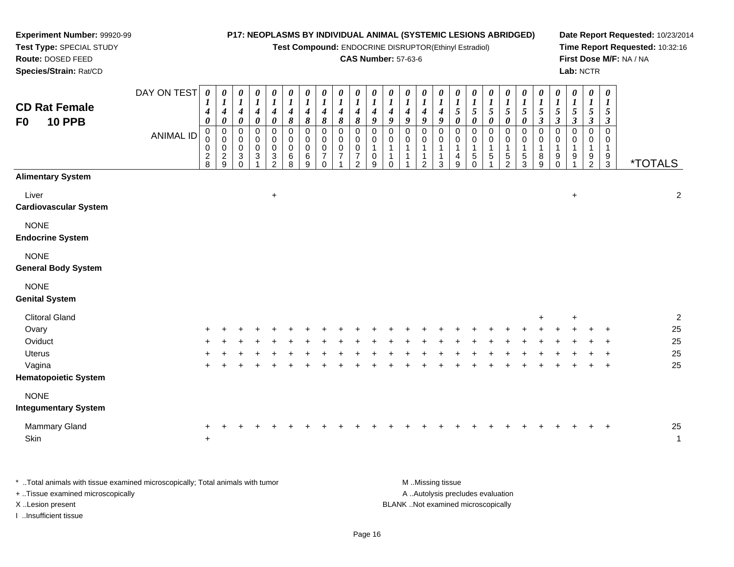**Experiment Number:** 99920-99
**Test Type:** SPECIAL STUDY
**Route:** DOSED FEED
**Species/Strain:** Rat/CD

**P17: NEOPLASMS BY INDIVIDUAL ANIMAL (SYSTEMIC LESIONS ABRIDGED)**
**Test Compound:** ENDOCRINE DISRUPTOR(Ethinyl Estradiol)
**CAS Number:** 57-63-6

**Date Report Requested:** 10/23/2014
**Time Report Requested:** 10:32:16
**First Dose M/F:** NA / NA
**Lab:** NCTR

## CD Rat Female
## F0 10 PPB

| DAY ON TEST | 0140 | 0140 | 0140 | 0140 | 0140 | 0148 | 0148 | 0148 | 0148 | 0148 | 0149 | 0149 | 0149 | 0149 | 0149 | 0150 | 0150 | 0150 | 0150 | 0150 | 0153 | 0153 | 0153 | 0153 | 0153 | |
|---|---|---|---|---|---|---|---|---|---|---|---|---|---|---|---|---|---|---|---|---|---|---|---|---|---|---|
| **ANIMAL ID** | 0028 | 0029 | 0030 | 0031 | 0032 | 0068 | 0069 | 0070 | 0071 | 0072 | 0109 | 0110 | 0111 | 0112 | 0113 | 0149 | 0150 | 0151 | 0152 | 0153 | 0189 | 0190 | 0191 | 0192 | 0193 | ***TOTALS** |
| **Alimentary System** | | | | | | | | | | | | | | | | | | | | | | | | | | |
| Liver | | | | | + | | | | | | | | | | | | | | | | | | + | | | 2 |
| **Cardiovascular System** | | | | | | | | | | | | | | | | | | | | | | | | | | |
| NONE | | | | | | | | | | | | | | | | | | | | | | | | | | |
| **Endocrine System** | | | | | | | | | | | | | | | | | | | | | | | | | | |
| NONE | | | | | | | | | | | | | | | | | | | | | | | | | | |
| **General Body System** | | | | | | | | | | | | | | | | | | | | | | | | | | |
| NONE | | | | | | | | | | | | | | | | | | | | | | | | | | |
| **Genital System** | | | | | | | | | | | | | | | | | | | | | | | | | | |
| Clitoral Gland | | | | | | | | | | | | | | | | | | | | | + | | + | | | 2 |
| Ovary | + | + | + | + | + | + | + | + | + | + | + | + | + | + | + | + | + | + | + | + | + | + | + | + | + | 25 |
| Oviduct | + | + | + | + | + | + | + | + | + | + | + | + | + | + | + | + | + | + | + | + | + | + | + | + | + | 25 |
| Uterus | + | + | + | + | + | + | + | + | + | + | + | + | + | + | + | + | + | + | + | + | + | + | + | + | + | 25 |
| Vagina | + | + | + | + | + | + | + | + | + | + | + | + | + | + | + | + | + | + | + | + | + | + | + | + | + | 25 |
| **Hematopoietic System** | | | | | | | | | | | | | | | | | | | | | | | | | | |
| NONE | | | | | | | | | | | | | | | | | | | | | | | | | | |
| **Integumentary System** | | | | | | | | | | | | | | | | | | | | | | | | | | |
| Mammary Gland | + | + | + | + | + | + | + | + | + | + | + | + | + | + | + | + | + | + | + | + | + | + | + | + | + | 25 |
| Skin | + | | | | | | | | | | | | | | | | | | | | | | | | | 1 |

* ..Total animals with tissue examined microscopically; Total animals with tumor
+ ..Tissue examined microscopically
X ..Lesion present
I ..Insufficient tissue

M ..Missing tissue
A ..Autolysis precludes evaluation
BLANK ..Not examined microscopically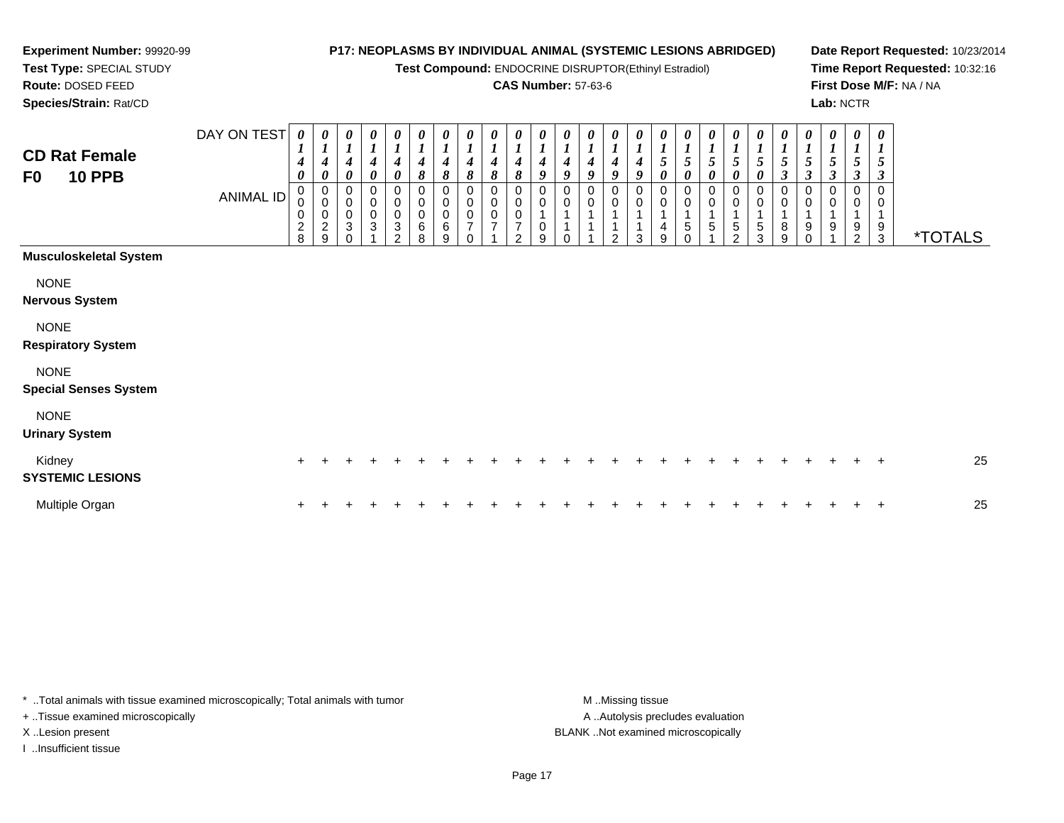**Experiment Number:** 99920-99
**Test Type:** SPECIAL STUDY
**Route:** DOSED FEED
**Species/Strain:** Rat/CD

**P17: NEOPLASMS BY INDIVIDUAL ANIMAL (SYSTEMIC LESIONS ABRIDGED)**
**Test Compound:** ENDOCRINE DISRUPTOR(Ethinyl Estradiol)
**CAS Number:** 57-63-6

**Date Report Requested:** 10/23/2014
**Time Report Requested:** 10:32:16
**First Dose M/F:** NA / NA
**Lab:** NCTR

## CD Rat Female
## F0 10 PPB

| DAY ON TEST | 0140 | 0140 | 0140 | 0140 | 0140 | 0148 | 0148 | 0148 | 0148 | 0148 | 0149 | 0149 | 0149 | 0149 | 0149 | 0150 | 0150 | 0150 | 0150 | 0150 | 0153 | 0153 | 0153 | 0153 | 0153 | |
|---|---|---|---|---|---|---|---|---|---|---|---|---|---|---|---|---|---|---|---|---|---|---|---|---|---|---|
| ANIMAL ID | 00028 | 00029 | 00030 | 00031 | 00032 | 00068 | 00069 | 00070 | 00071 | 00072 | 00109 | 00110 | 00111 | 00112 | 00113 | 00149 | 00150 | 00151 | 00152 | 00153 | 00189 | 00190 | 00191 | 00192 | 00193 | *TOTALS |
| **Musculoskeletal System** | | | | | | | | | | | | | | | | | | | | | | | | | | |
| NONE | | | | | | | | | | | | | | | | | | | | | | | | | | |
| **Nervous System** | | | | | | | | | | | | | | | | | | | | | | | | | | |
| NONE | | | | | | | | | | | | | | | | | | | | | | | | | | |
| **Respiratory System** | | | | | | | | | | | | | | | | | | | | | | | | | | |
| NONE | | | | | | | | | | | | | | | | | | | | | | | | | | |
| **Special Senses System** | | | | | | | | | | | | | | | | | | | | | | | | | | |
| NONE | | | | | | | | | | | | | | | | | | | | | | | | | | |
| **Urinary System** | | | | | | | | | | | | | | | | | | | | | | | | | | |
| Kidney | + | + | + | + | + | + | + | + | + | + | + | + | + | + | + | + | + | + | + | + | + | + | + | + | + | 25 |
| **SYSTEMIC LESIONS** | | | | | | | | | | | | | | | | | | | | | | | | | | |
| Multiple Organ | + | + | + | + | + | + | + | + | + | + | + | + | + | + | + | + | + | + | + | + | + | + | + | + | + | 25 |

* ..Total animals with tissue examined microscopically; Total animals with tumor
+ ..Tissue examined microscopically
X ..Lesion present
I ..Insufficient tissue

M ..Missing tissue
A ..Autolysis precludes evaluation
BLANK ..Not examined microscopically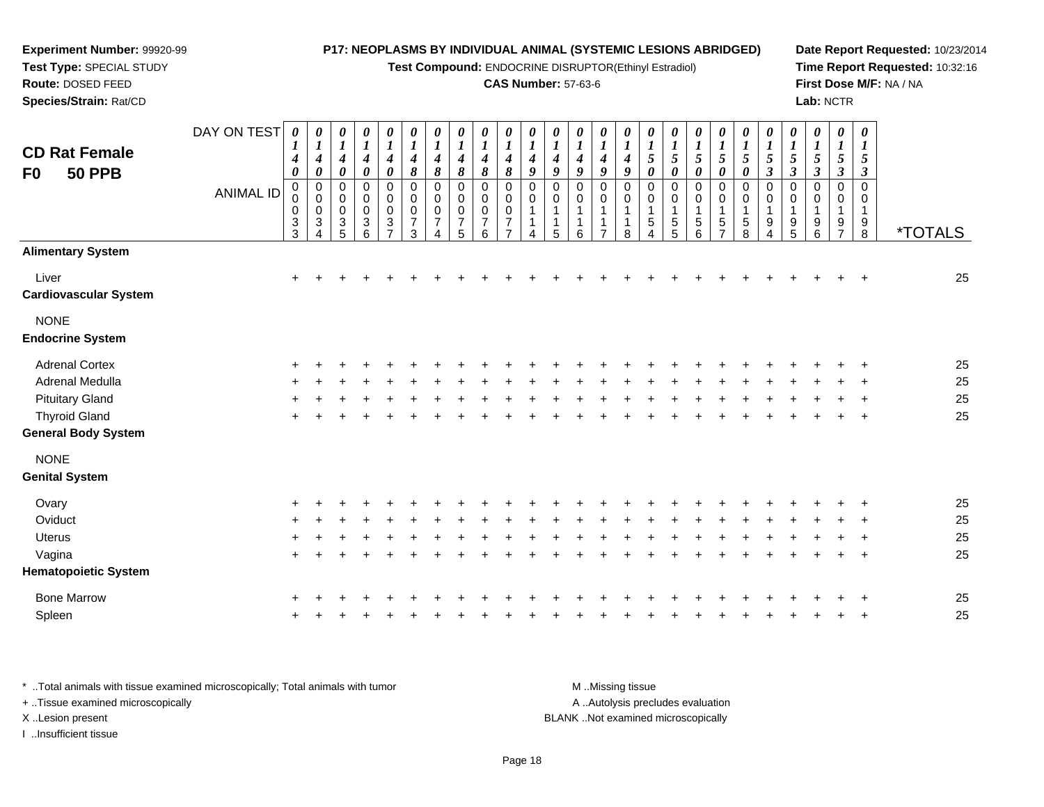**Experiment Number:** 99920-99
**Test Type:** SPECIAL STUDY
**Route:** DOSED FEED
**Species/Strain:** Rat/CD

**P17: NEOPLASMS BY INDIVIDUAL ANIMAL (SYSTEMIC LESIONS ABRIDGED)**
**Test Compound:** ENDOCRINE DISRUPTOR(Ethinyl Estradiol)
**CAS Number:** 57-63-6

**Date Report Requested:** 10/23/2014
**Time Report Requested:** 10:32:16
**First Dose M/F:** NA / NA
**Lab:** NCTR

## CD Rat Female
## F0 50 PPB

| DAY ON TEST | 0140 | 0140 | 0140 | 0140 | 0140 | 0148 | 0148 | 0148 | 0148 | 0148 | 0149 | 0149 | 0149 | 0149 | 0149 | 0150 | 0150 | 0150 | 0150 | 0150 | 0153 | 0153 | 0153 | 0153 | 0153 | |
|---|---|---|---|---|---|---|---|---|---|---|---|---|---|---|---|---|---|---|---|---|---|---|---|---|---|---|
| **ANIMAL ID** | 00033 | 00034 | 00035 | 00036 | 00037 | 00073 | 00074 | 00075 | 00076 | 00077 | 00114 | 00115 | 00116 | 00117 | 00118 | 00154 | 00155 | 00156 | 00157 | 00158 | 00194 | 00195 | 00196 | 00197 | 00198 | ***TOTALS** |
| **Alimentary System** | | | | | | | | | | | | | | | | | | | | | | | | | | |
| Liver | + | + | + | + | + | + | + | + | + | + | + | + | + | + | + | + | + | + | + | + | + | + | + | + | + | 25 |
| **Cardiovascular System** | | | | | | | | | | | | | | | | | | | | | | | | | | |
| NONE | | | | | | | | | | | | | | | | | | | | | | | | | | |
| **Endocrine System** | | | | | | | | | | | | | | | | | | | | | | | | | | |
| Adrenal Cortex | + | + | + | + | + | + | + | + | + | + | + | + | + | + | + | + | + | + | + | + | + | + | + | + | + | 25 |
| Adrenal Medulla | + | + | + | + | + | + | + | + | + | + | + | + | + | + | + | + | + | + | + | + | + | + | + | + | + | 25 |
| Pituitary Gland | + | + | + | + | + | + | + | + | + | + | + | + | + | + | + | + | + | + | + | + | + | + | + | + | + | 25 |
| Thyroid Gland | + | + | + | + | + | + | + | + | + | + | + | + | + | + | + | + | + | + | + | + | + | + | + | + | + | 25 |
| **General Body System** | | | | | | | | | | | | | | | | | | | | | | | | | | |
| NONE | | | | | | | | | | | | | | | | | | | | | | | | | | |
| **Genital System** | | | | | | | | | | | | | | | | | | | | | | | | | | |
| Ovary | + | + | + | + | + | + | + | + | + | + | + | + | + | + | + | + | + | + | + | + | + | + | + | + | + | 25 |
| Oviduct | + | + | + | + | + | + | + | + | + | + | + | + | + | + | + | + | + | + | + | + | + | + | + | + | + | 25 |
| Uterus | + | + | + | + | + | + | + | + | + | + | + | + | + | + | + | + | + | + | + | + | + | + | + | + | + | 25 |
| Vagina | + | + | + | + | + | + | + | + | + | + | + | + | + | + | + | + | + | + | + | + | + | + | + | + | + | 25 |
| **Hematopoietic System** | | | | | | | | | | | | | | | | | | | | | | | | | | |
| Bone Marrow | + | + | + | + | + | + | + | + | + | + | + | + | + | + | + | + | + | + | + | + | + | + | + | + | + | 25 |
| Spleen | + | + | + | + | + | + | + | + | + | + | + | + | + | + | + | + | + | + | + | + | + | + | + | + | + | 25 |

* ..Total animals with tissue examined microscopically; Total animals with tumor
+ ..Tissue examined microscopically
X ..Lesion present
I ..Insufficient tissue

M ..Missing tissue
A ..Autolysis precludes evaluation
BLANK ..Not examined microscopically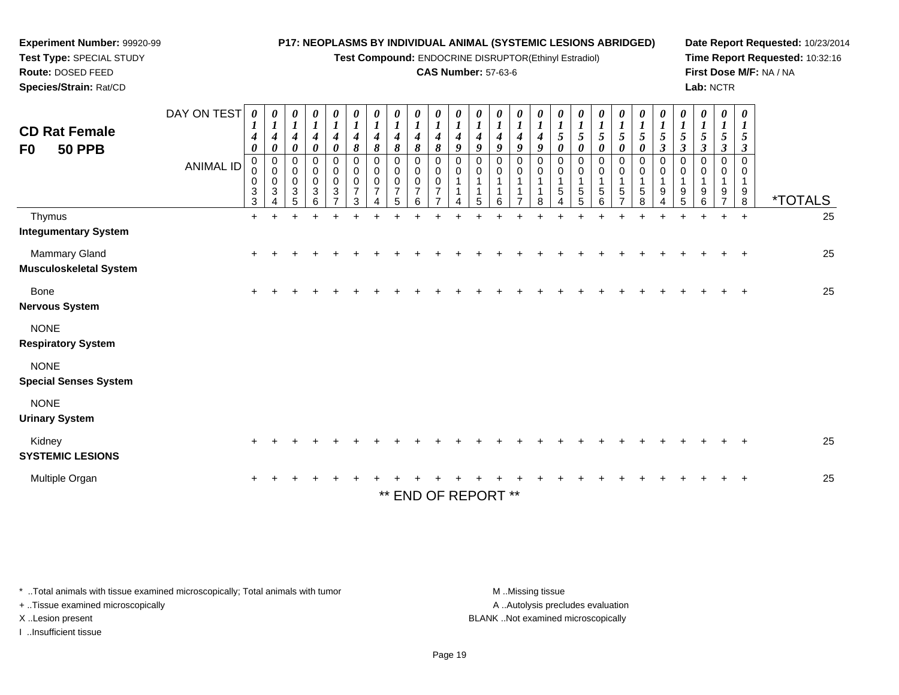**Experiment Number:** 99920-99
**Test Type:** SPECIAL STUDY
**Route:** DOSED FEED
**Species/Strain:** Rat/CD

**P17: NEOPLASMS BY INDIVIDUAL ANIMAL (SYSTEMIC LESIONS ABRIDGED)**
**Test Compound:** ENDOCRINE DISRUPTOR(Ethinyl Estradiol)
**CAS Number:** 57-63-6

**Date Report Requested:** 10/23/2014
**Time Report Requested:** 10:32:16
**First Dose M/F:** NA / NA
**Lab:** NCTR

## CD Rat Female
## F0 50 PPB

| DAY ON TEST | 0140 | 0140 | 0140 | 0140 | 0140 | 0148 | 0148 | 0148 | 0148 | 0148 | 0149 | 0149 | 0149 | 0149 | 0149 | 0150 | 0150 | 0150 | 0150 | 0150 | 0153 | 0153 | 0153 | 0153 | 0153 | |
|---|---|---|---|---|---|---|---|---|---|---|---|---|---|---|---|---|---|---|---|---|---|---|---|---|---|---|
| ANIMAL ID | 00033 | 00034 | 00035 | 00036 | 00037 | 00073 | 00074 | 00075 | 00076 | 00077 | 00114 | 00115 | 00116 | 00117 | 00118 | 00154 | 00155 | 00156 | 00157 | 00158 | 00194 | 00195 | 00196 | 00197 | 00198 | *TOTALS |
| Thymus | + | + | + | + | + | + | + | + | + | + | + | + | + | + | + | + | + | + | + | + | + | + | + | + | + | 25 |
| **Integumentary System** | | | | | | | | | | | | | | | | | | | | | | | | | | |
| Mammary Gland | + | + | + | + | + | + | + | + | + | + | + | + | + | + | + | + | + | + | + | + | + | + | + | + | + | 25 |
| **Musculoskeletal System** | | | | | | | | | | | | | | | | | | | | | | | | | | |
| Bone | + | + | + | + | + | + | + | + | + | + | + | + | + | + | + | + | + | + | + | + | + | + | + | + | + | 25 |
| **Nervous System** | | | | | | | | | | | | | | | | | | | | | | | | | | |
| NONE | | | | | | | | | | | | | | | | | | | | | | | | | | |
| **Respiratory System** | | | | | | | | | | | | | | | | | | | | | | | | | | |
| NONE | | | | | | | | | | | | | | | | | | | | | | | | | | |
| **Special Senses System** | | | | | | | | | | | | | | | | | | | | | | | | | | |
| NONE | | | | | | | | | | | | | | | | | | | | | | | | | | |
| **Urinary System** | | | | | | | | | | | | | | | | | | | | | | | | | | |
| Kidney | + | + | + | + | + | + | + | + | + | + | + | + | + | + | + | + | + | + | + | + | + | + | + | + | + | 25 |
| **SYSTEMIC LESIONS** | | | | | | | | | | | | | | | | | | | | | | | | | | |
| Multiple Organ | + | + | + | + | + | + | + | + | + | + | + | + | + | + | + | + | + | + | + | + | + | + | + | + | + | 25 |

** END OF REPORT **

* ..Total animals with tissue examined microscopically; Total animals with tumor
+ ..Tissue examined microscopically
X ..Lesion present
I ..Insufficient tissue

M ..Missing tissue
A ..Autolysis precludes evaluation
BLANK ..Not examined microscopically